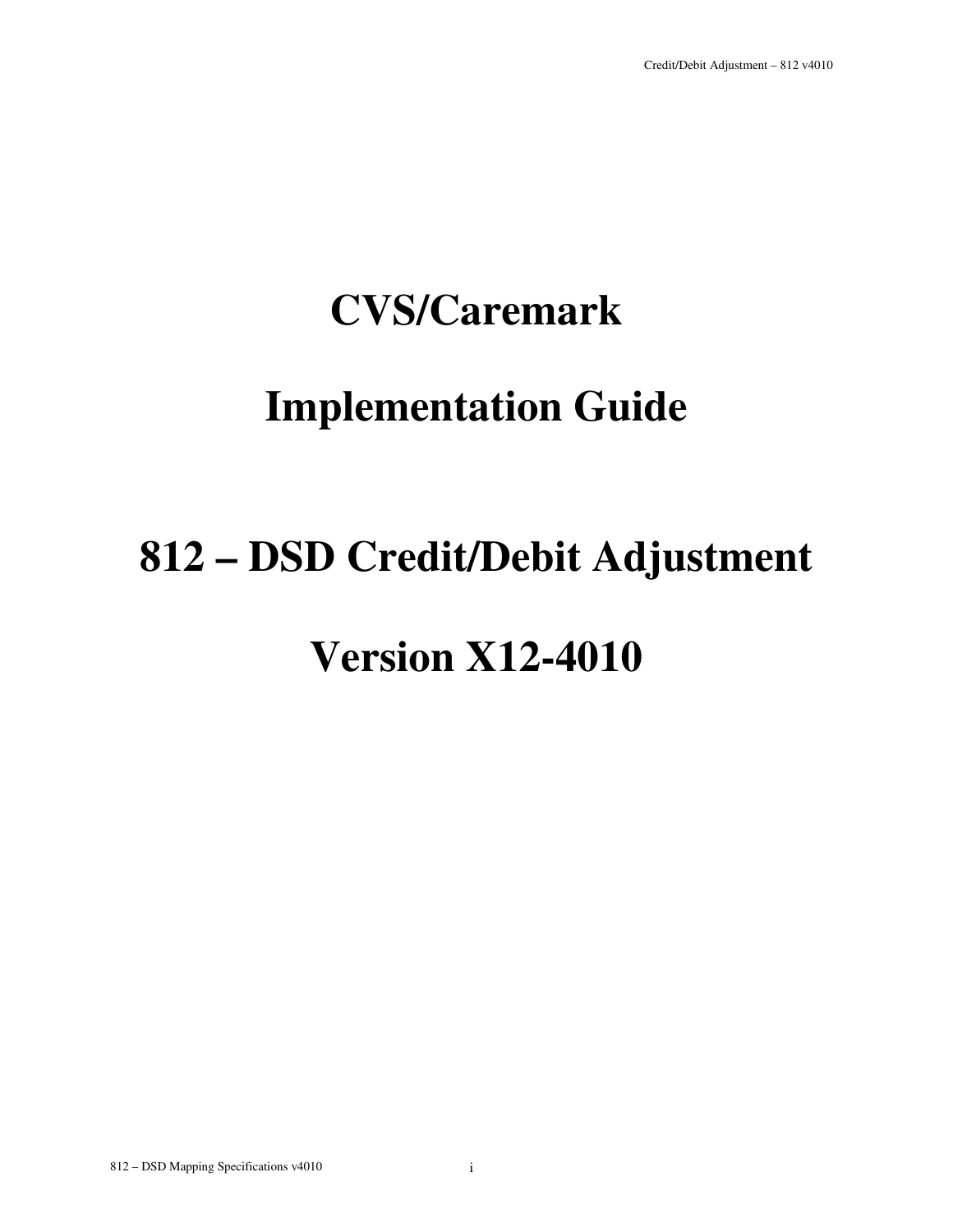# CVS/Caremark

# Implementation Guide

# 812 – DSD Credit/Debit Adjustment

# Version X12-4010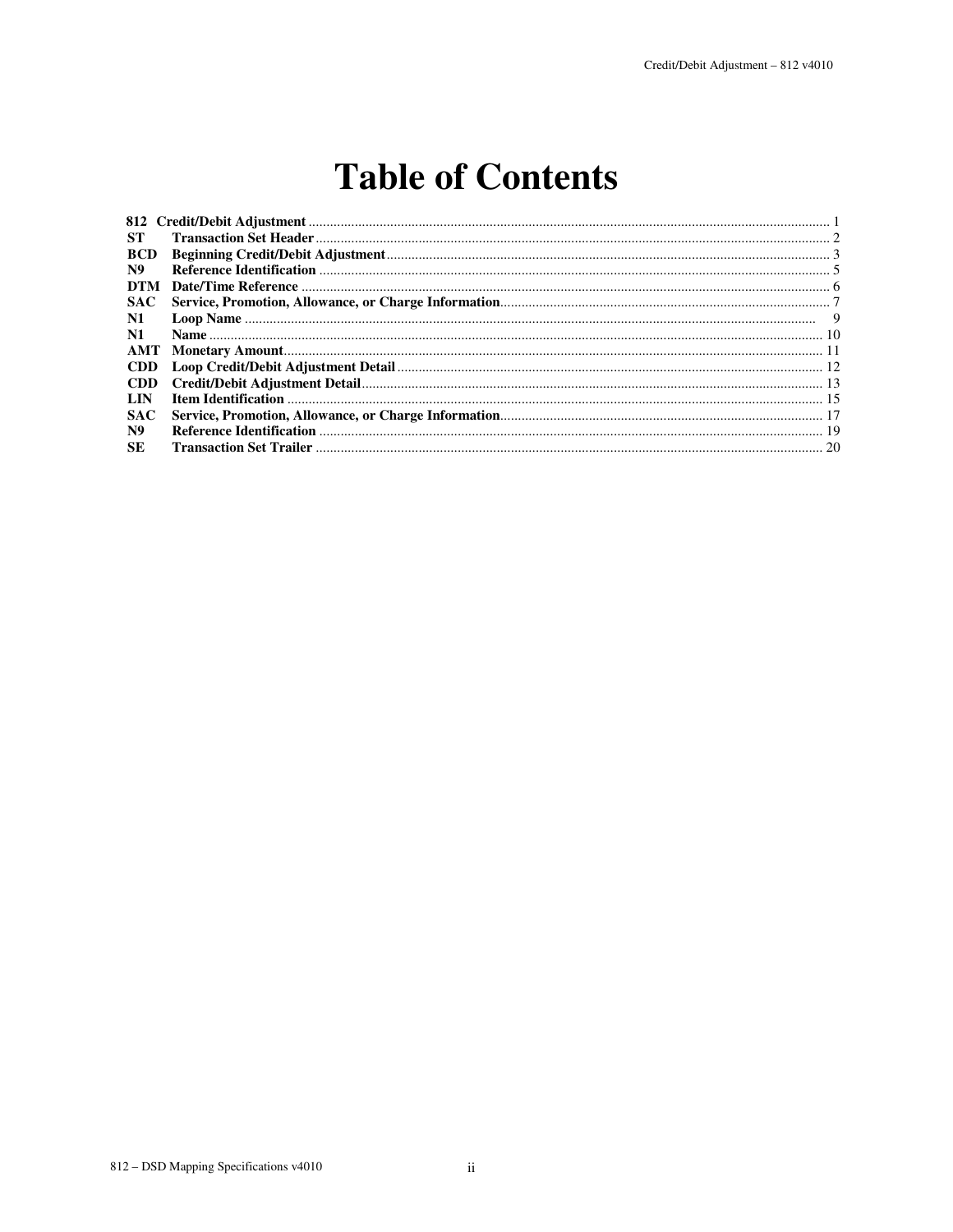# Table of Contents

| | | |
|---|---|---|
| **812** | **Credit/Debit Adjustment** | 1 |
| **ST** | **Transaction Set Header** | 2 |
| **BCD** | **Beginning Credit/Debit Adjustment** | 3 |
| **N9** | **Reference Identification** | 5 |
| **DTM** | **Date/Time Reference** | 6 |
| **SAC** | **Service, Promotion, Allowance, or Charge Information** | 7 |
| **N1** | **Loop Name** | 9 |
| **N1** | **Name** | 10 |
| **AMT** | **Monetary Amount** | 11 |
| **CDD** | **Loop Credit/Debit Adjustment Detail** | 12 |
| **CDD** | **Credit/Debit Adjustment Detail** | 13 |
| **LIN** | **Item Identification** | 15 |
| **SAC** | **Service, Promotion, Allowance, or Charge Information** | 17 |
| **N9** | **Reference Identification** | 19 |
| **SE** | **Transaction Set Trailer** | 20 |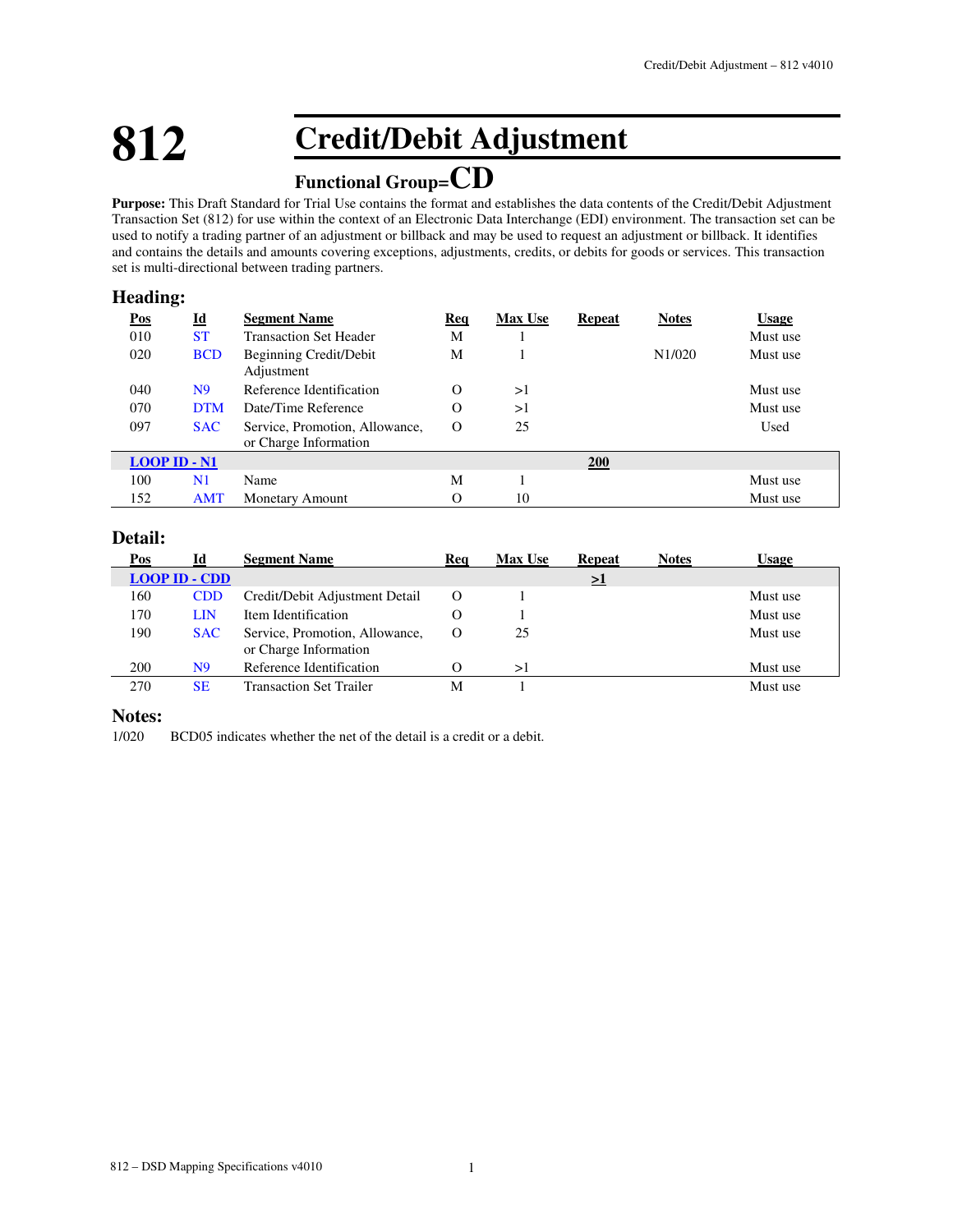# 812 Credit/Debit Adjustment

## Functional Group=CD

**Purpose:** This Draft Standard for Trial Use contains the format and establishes the data contents of the Credit/Debit Adjustment Transaction Set (812) for use within the context of an Electronic Data Interchange (EDI) environment. The transaction set can be used to notify a trading partner of an adjustment or billback and may be used to request an adjustment or billback. It identifies and contains the details and amounts covering exceptions, adjustments, credits, or debits for goods or services. This transaction set is multi-directional between trading partners.

### Heading:

| Pos | Id | Segment Name | Req | Max Use | Repeat | Notes | Usage |
|---|---|---|---|---|---|---|---|
| 010 | ST | Transaction Set Header | M | 1 | | | Must use |
| 020 | BCD | Beginning Credit/Debit Adjustment | M | 1 | | N1/020 | Must use |
| 040 | N9 | Reference Identification | O | >1 | | | Must use |
| 070 | DTM | Date/Time Reference | O | >1 | | | Must use |
| 097 | SAC | Service, Promotion, Allowance, or Charge Information | O | 25 | | | Used |
| **LOOP ID - N1** | | | | | **200** | | |
| 100 | N1 | Name | M | 1 | | | Must use |
| 152 | AMT | Monetary Amount | O | 10 | | | Must use |

### Detail:

| Pos | Id | Segment Name | Req | Max Use | Repeat | Notes | Usage |
|---|---|---|---|---|---|---|---|
| **LOOP ID - CDD** | | | | | **>1** | | |
| 160 | CDD | Credit/Debit Adjustment Detail | O | 1 | | | Must use |
| 170 | LIN | Item Identification | O | 1 | | | Must use |
| 190 | SAC | Service, Promotion, Allowance, or Charge Information | O | 25 | | | Must use |
| 200 | N9 | Reference Identification | O | >1 | | | Must use |
| 270 | SE | Transaction Set Trailer | M | 1 | | | Must use |

### Notes:

1/020 BCD05 indicates whether the net of the detail is a credit or a debit.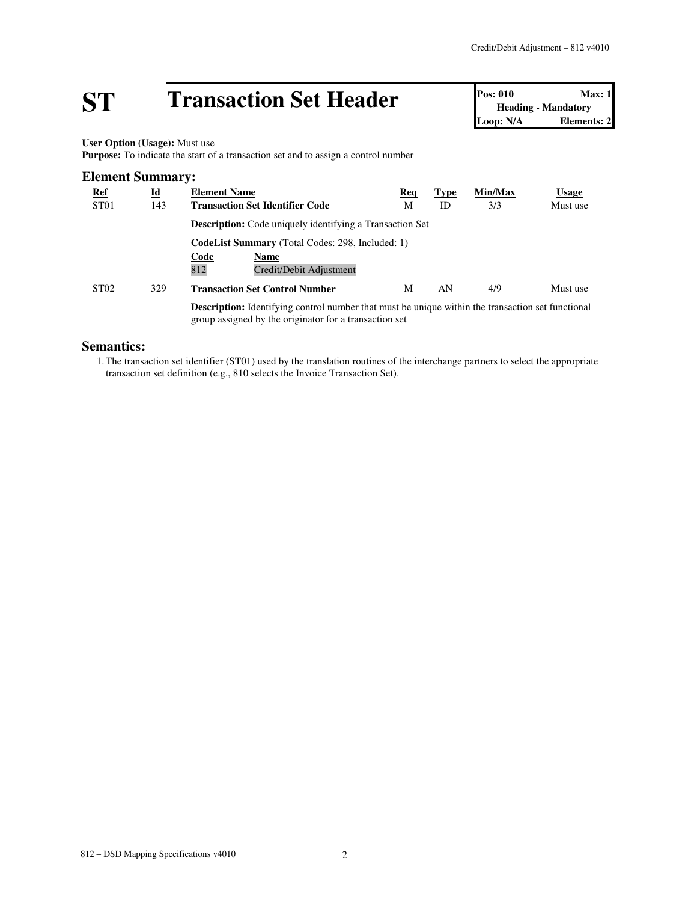# ST Transaction Set Header

| Pos: 010 | Max: 1 |
|---|---|
| Heading - Mandatory | |
| Loop: N/A | Elements: 2 |

**User Option (Usage):** Must use
**Purpose:** To indicate the start of a transaction set and to assign a control number

## Element Summary:

| Ref | Id | Element Name | Req | Type | Min/Max | Usage |
|---|---|---|---|---|---|---|
| ST01 | 143 | **Transaction Set Identifier Code** | M | ID | 3/3 | Must use |
| | | **Description:** Code uniquely identifying a Transaction Set | | | | |
| | | **CodeList Summary** (Total Codes: 298, Included: 1) | | | | |
| | | Code: 812 — Name: Credit/Debit Adjustment | | | | |
| ST02 | 329 | **Transaction Set Control Number** | M | AN | 4/9 | Must use |
| | | **Description:** Identifying control number that must be unique within the transaction set functional group assigned by the originator for a transaction set | | | | |

## Semantics:

1. The transaction set identifier (ST01) used by the translation routines of the interchange partners to select the appropriate transaction set definition (e.g., 810 selects the Invoice Transaction Set).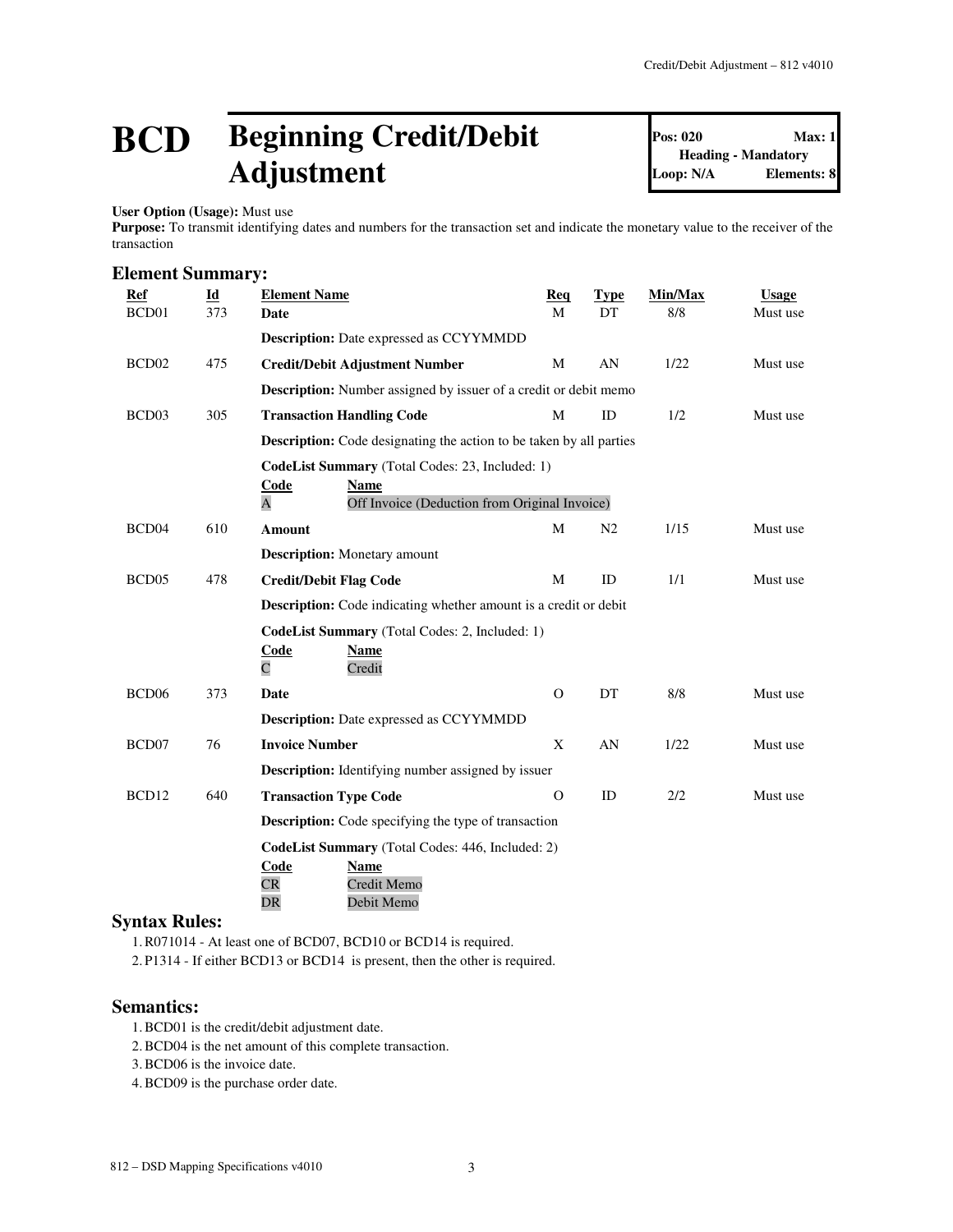# BCD Beginning Credit/Debit Adjustment

| Pos: 020 | Max: 1 |
| --- | --- |
| Heading - Mandatory | |
| Loop: N/A | Elements: 8 |

**User Option (Usage):** Must use
**Purpose:** To transmit identifying dates and numbers for the transaction set and indicate the monetary value to the receiver of the transaction

## Element Summary:

| Ref | Id | Element Name | Req | Type | Min/Max | Usage |
| --- | --- | --- | --- | --- | --- | --- |
| BCD01 | 373 | **Date** | M | DT | 8/8 | Must use |
| | | **Description:** Date expressed as CCYYMMDD | | | | |
| BCD02 | 475 | **Credit/Debit Adjustment Number** | M | AN | 1/22 | Must use |
| | | **Description:** Number assigned by issuer of a credit or debit memo | | | | |
| BCD03 | 305 | **Transaction Handling Code** | M | ID | 1/2 | Must use |
| | | **Description:** Code designating the action to be taken by all parties | | | | |
| | | **CodeList Summary** (Total Codes: 23, Included: 1)<br>**Code** / **Name**<br>A — Off Invoice (Deduction from Original Invoice) | | | | |
| BCD04 | 610 | **Amount** | M | N2 | 1/15 | Must use |
| | | **Description:** Monetary amount | | | | |
| BCD05 | 478 | **Credit/Debit Flag Code** | M | ID | 1/1 | Must use |
| | | **Description:** Code indicating whether amount is a credit or debit | | | | |
| | | **CodeList Summary** (Total Codes: 2, Included: 1)<br>**Code** / **Name**<br>C — Credit | | | | |
| BCD06 | 373 | **Date** | O | DT | 8/8 | Must use |
| | | **Description:** Date expressed as CCYYMMDD | | | | |
| BCD07 | 76 | **Invoice Number** | X | AN | 1/22 | Must use |
| | | **Description:** Identifying number assigned by issuer | | | | |
| BCD12 | 640 | **Transaction Type Code** | O | ID | 2/2 | Must use |
| | | **Description:** Code specifying the type of transaction | | | | |
| | | **CodeList Summary** (Total Codes: 446, Included: 2)<br>**Code** / **Name**<br>CR — Credit Memo<br>DR — Debit Memo | | | | |

## Syntax Rules:

1. R071014 - At least one of BCD07, BCD10 or BCD14 is required.
2. P1314 - If either BCD13 or BCD14 is present, then the other is required.

## Semantics:

1. BCD01 is the credit/debit adjustment date.
2. BCD04 is the net amount of this complete transaction.
3. BCD06 is the invoice date.
4. BCD09 is the purchase order date.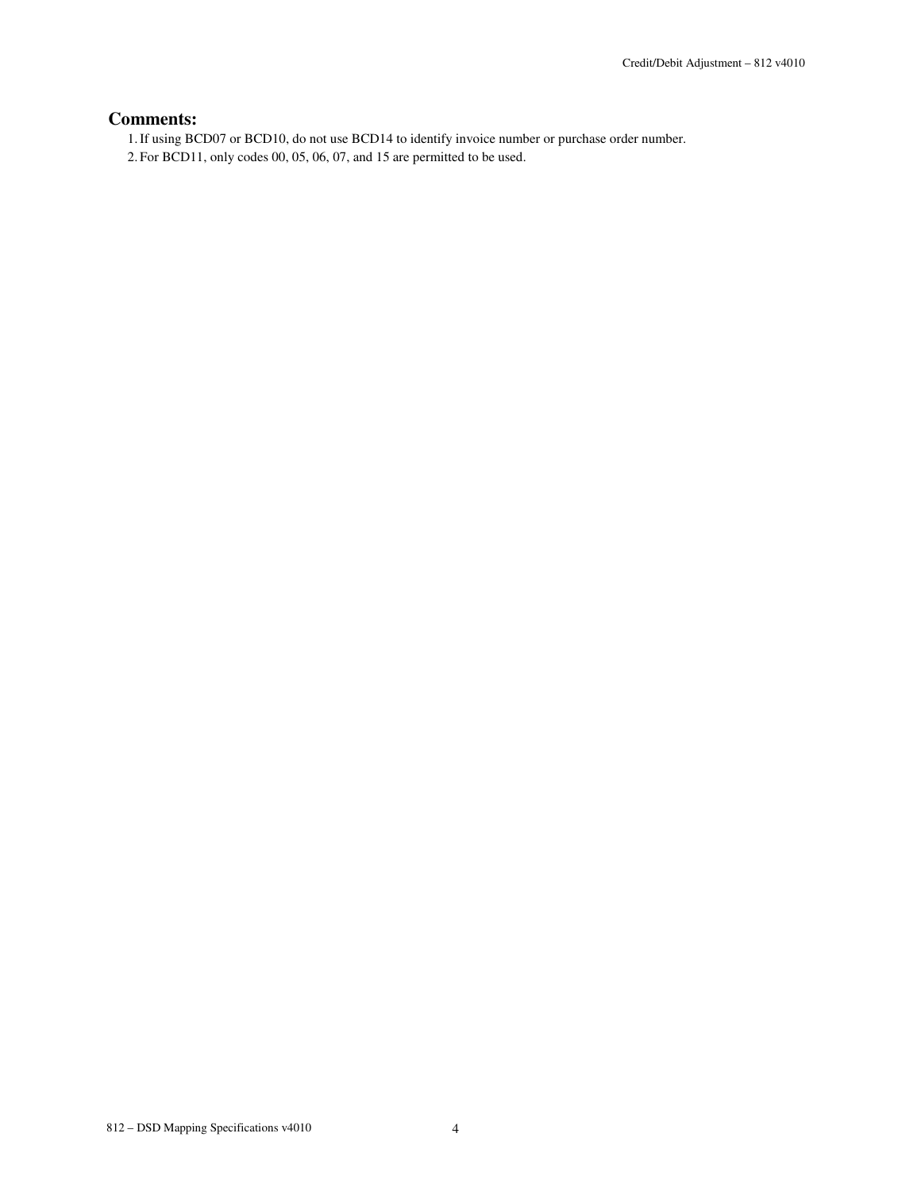## Comments:

1. If using BCD07 or BCD10, do not use BCD14 to identify invoice number or purchase order number.
2. For BCD11, only codes 00, 05, 06, 07, and 15 are permitted to be used.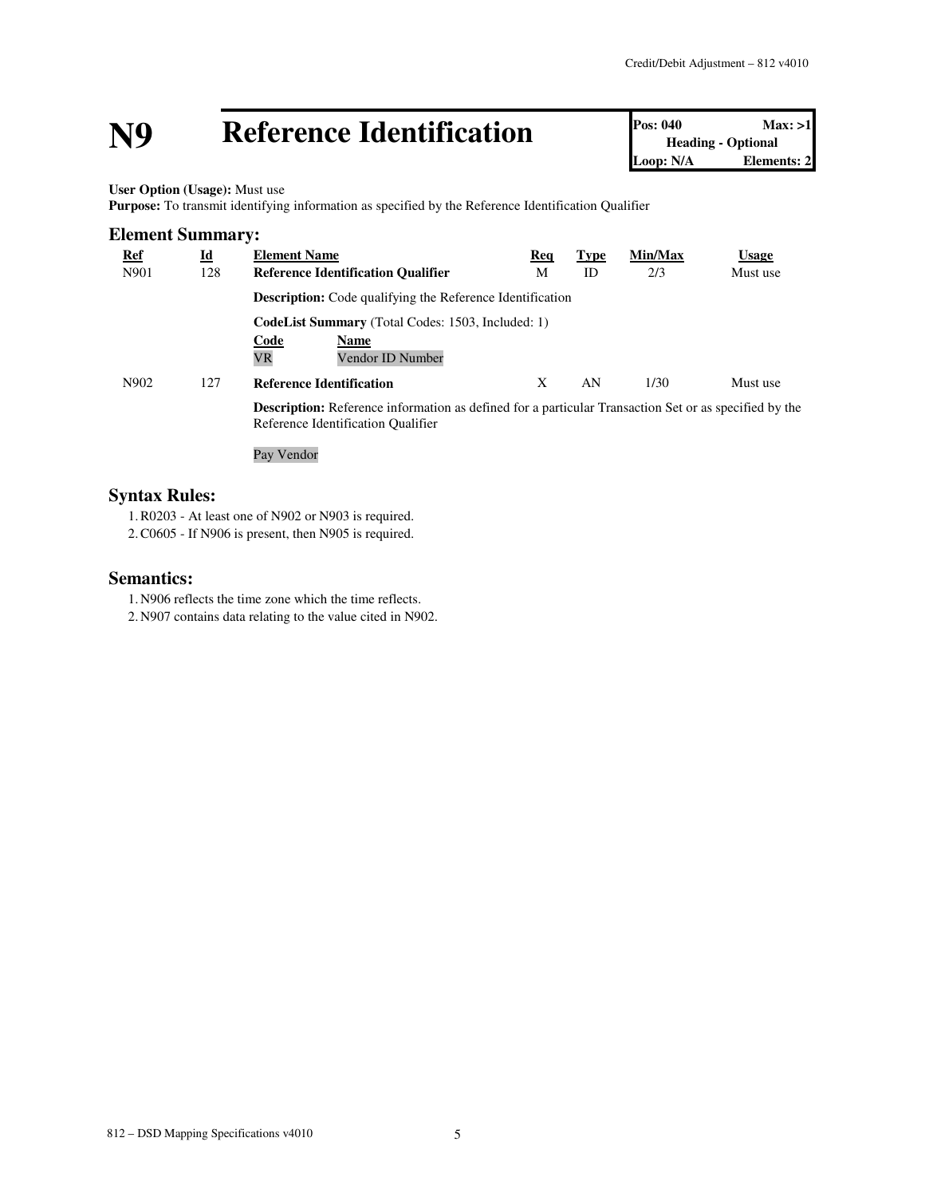# N9 Reference Identification

| Pos: 040 | Max: >1 |
| --- | --- |
| Heading - Optional | |
| Loop: N/A | Elements: 2 |

**User Option (Usage):** Must use
**Purpose:** To transmit identifying information as specified by the Reference Identification Qualifier

## Element Summary:

| Ref | Id | Element Name | Req | Type | Min/Max | Usage |
| --- | --- | --- | --- | --- | --- | --- |
| N901 | 128 | **Reference Identification Qualifier** | M | ID | 2/3 | Must use |
| | | **Description:** Code qualifying the Reference Identification | | | | |
| | | **CodeList Summary** (Total Codes: 1503, Included: 1)<br>**Code** **Name**<br>VR Vendor ID Number | | | | |
| N902 | 127 | **Reference Identification** | X | AN | 1/30 | Must use |
| | | **Description:** Reference information as defined for a particular Transaction Set or as specified by the Reference Identification Qualifier<br><br>Pay Vendor | | | | |

## Syntax Rules:

1. R0203 - At least one of N902 or N903 is required.
2. C0605 - If N906 is present, then N905 is required.

## Semantics:

1. N906 reflects the time zone which the time reflects.
2. N907 contains data relating to the value cited in N902.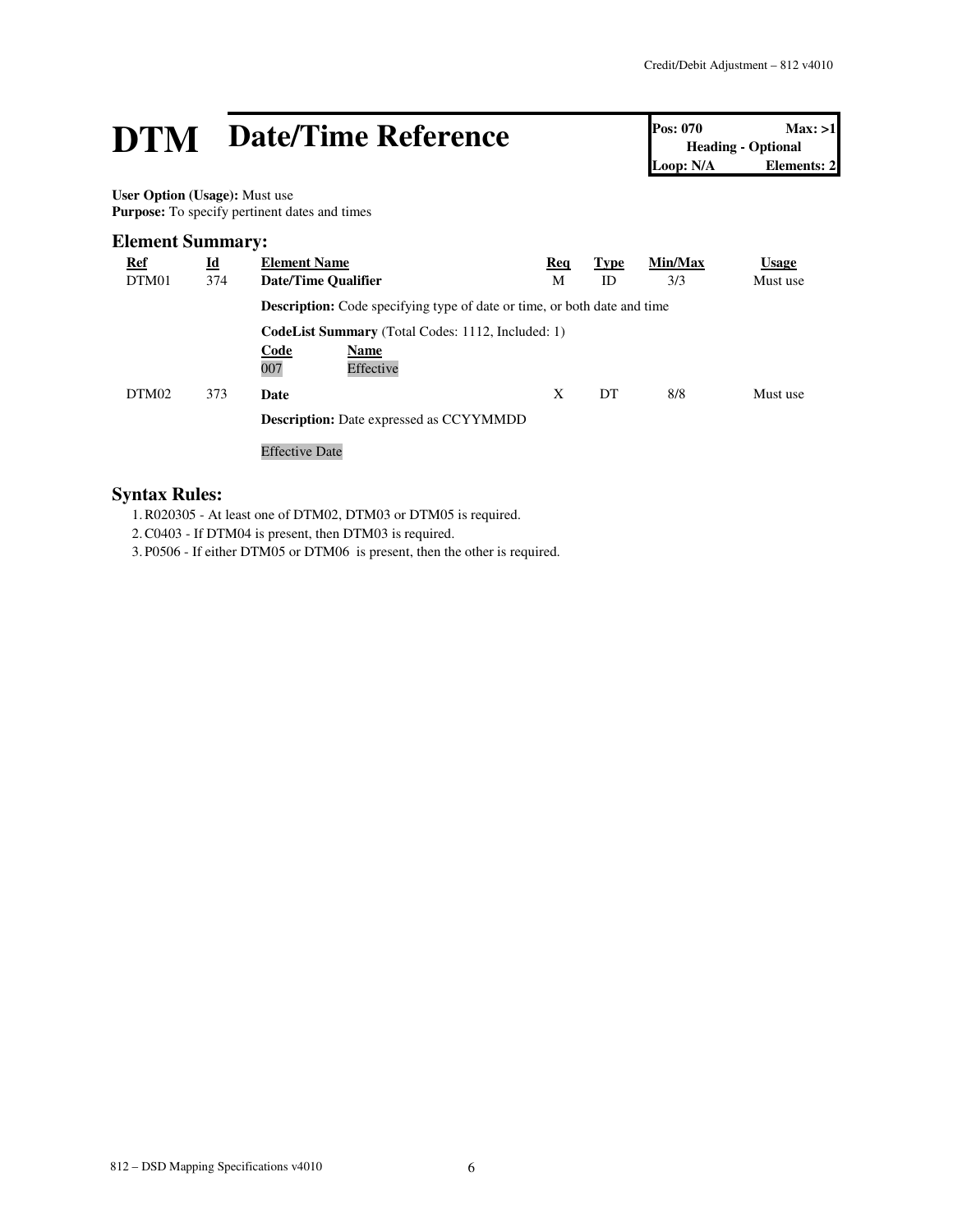# DTM Date/Time Reference

| Pos: 070 | Max: >1 |
| --- | --- |
| Heading - Optional | |
| Loop: N/A | Elements: 2 |

**User Option (Usage):** Must use
**Purpose:** To specify pertinent dates and times

## Element Summary:

| Ref | Id | Element Name | Req | Type | Min/Max | Usage |
| --- | --- | --- | --- | --- | --- | --- |
| DTM01 | 374 | **Date/Time Qualifier** | M | ID | 3/3 | Must use |
| | | **Description:** Code specifying type of date or time, or both date and time | | | | |
| | | **CodeList Summary** (Total Codes: 1112, Included: 1) | | | | |
| | | **Code** / **Name** | | | | |
| | | 007 / Effective | | | | |
| DTM02 | 373 | **Date** | X | DT | 8/8 | Must use |
| | | **Description:** Date expressed as CCYYMMDD | | | | |
| | | Effective Date | | | | |

## Syntax Rules:

1. R020305 - At least one of DTM02, DTM03 or DTM05 is required.
2. C0403 - If DTM04 is present, then DTM03 is required.
3. P0506 - If either DTM05 or DTM06 is present, then the other is required.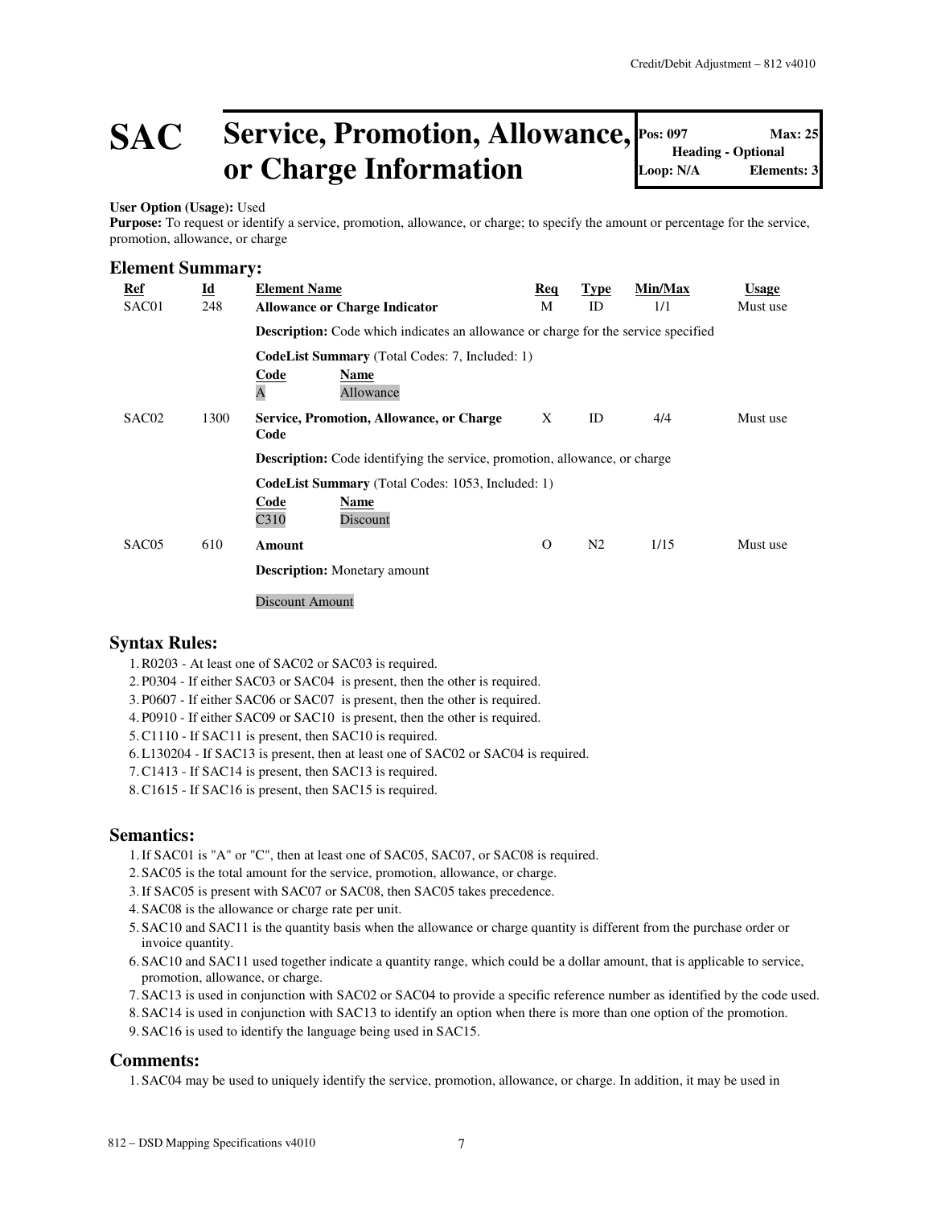# SAC Service, Promotion, Allowance, or Charge Information

**Pos: 097** **Max: 25**
**Heading - Optional**
**Loop: N/A** **Elements: 3**

**User Option (Usage):** Used
**Purpose:** To request or identify a service, promotion, allowance, or charge; to specify the amount or percentage for the service, promotion, allowance, or charge

## Element Summary:

| Ref | Id | Element Name | Req | Type | Min/Max | Usage |
|---|---|---|---|---|---|---|
| SAC01 | 248 | **Allowance or Charge Indicator** | M | ID | 1/1 | Must use |
| | | **Description:** Code which indicates an allowance or charge for the service specified | | | | |
| | | **CodeList Summary** (Total Codes: 7, Included: 1) | | | | |
| | | Code: A — Name: Allowance | | | | |
| SAC02 | 1300 | **Service, Promotion, Allowance, or Charge Code** | X | ID | 4/4 | Must use |
| | | **Description:** Code identifying the service, promotion, allowance, or charge | | | | |
| | | **CodeList Summary** (Total Codes: 1053, Included: 1) | | | | |
| | | Code: C310 — Name: Discount | | | | |
| SAC05 | 610 | **Amount** | O | N2 | 1/15 | Must use |
| | | **Description:** Monetary amount | | | | |
| | | Discount Amount | | | | |

## Syntax Rules:

1. R0203 - At least one of SAC02 or SAC03 is required.
2. P0304 - If either SAC03 or SAC04 is present, then the other is required.
3. P0607 - If either SAC06 or SAC07 is present, then the other is required.
4. P0910 - If either SAC09 or SAC10 is present, then the other is required.
5. C1110 - If SAC11 is present, then SAC10 is required.
6. L130204 - If SAC13 is present, then at least one of SAC02 or SAC04 is required.
7. C1413 - If SAC14 is present, then SAC13 is required.
8. C1615 - If SAC16 is present, then SAC15 is required.

## Semantics:

1. If SAC01 is "A" or "C", then at least one of SAC05, SAC07, or SAC08 is required.
2. SAC05 is the total amount for the service, promotion, allowance, or charge.
3. If SAC05 is present with SAC07 or SAC08, then SAC05 takes precedence.
4. SAC08 is the allowance or charge rate per unit.
5. SAC10 and SAC11 is the quantity basis when the allowance or charge quantity is different from the purchase order or invoice quantity.
6. SAC10 and SAC11 used together indicate a quantity range, which could be a dollar amount, that is applicable to service, promotion, allowance, or charge.
7. SAC13 is used in conjunction with SAC02 or SAC04 to provide a specific reference number as identified by the code used.
8. SAC14 is used in conjunction with SAC13 to identify an option when there is more than one option of the promotion.
9. SAC16 is used to identify the language being used in SAC15.

## Comments:

1. SAC04 may be used to uniquely identify the service, promotion, allowance, or charge. In addition, it may be used in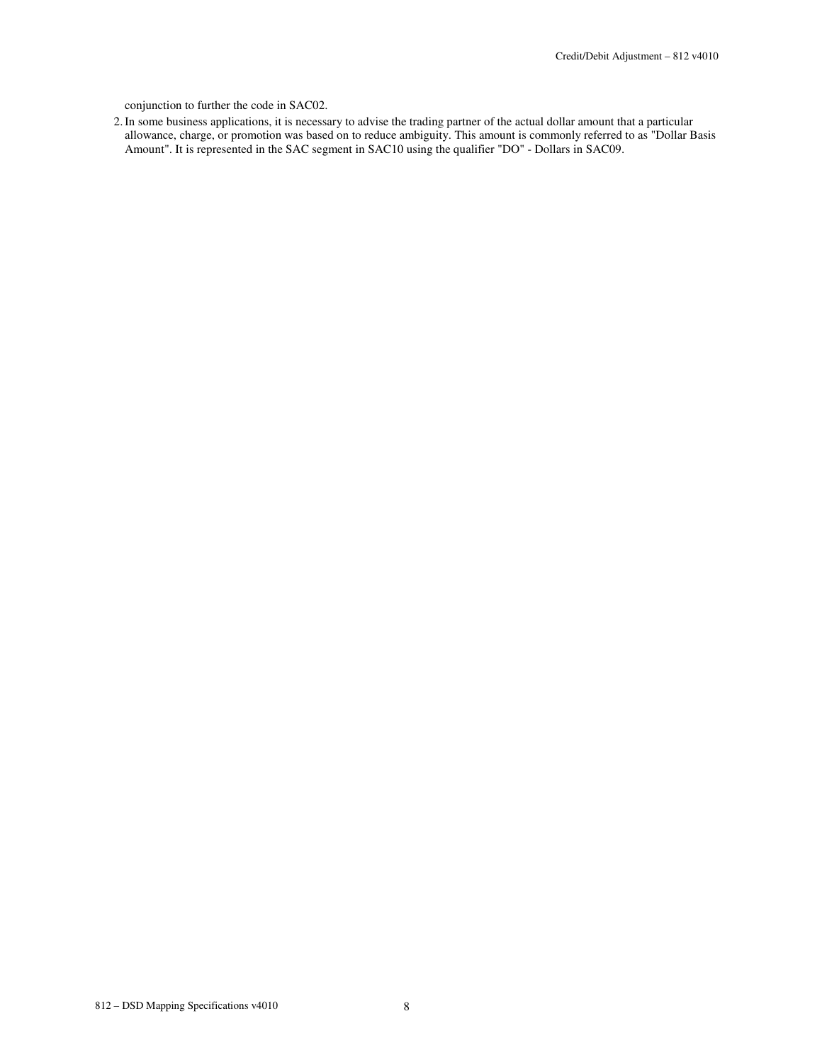conjunction to further the code in SAC02.

2. In some business applications, it is necessary to advise the trading partner of the actual dollar amount that a particular allowance, charge, or promotion was based on to reduce ambiguity. This amount is commonly referred to as "Dollar Basis Amount". It is represented in the SAC segment in SAC10 using the qualifier "DO" - Dollars in SAC09.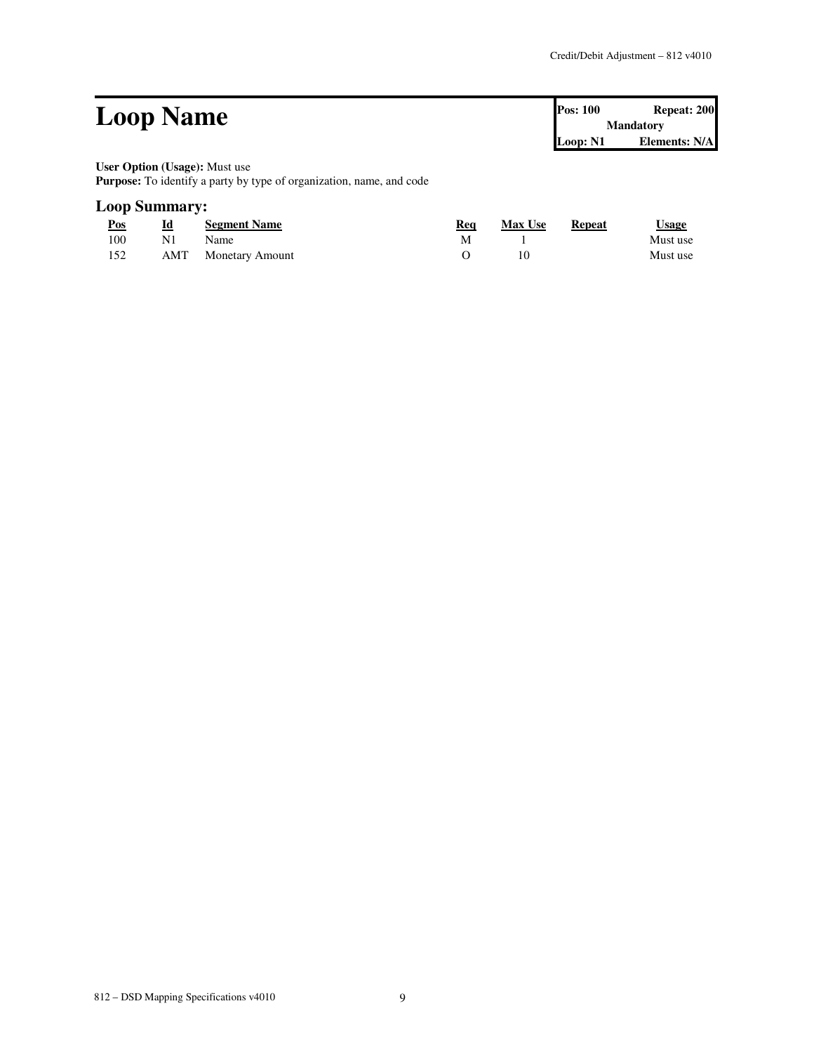# Loop Name

| Pos: 100 | Repeat: 200 |
|---|---|
| Mandatory | |
| Loop: N1 | Elements: N/A |

**User Option (Usage):** Must use
**Purpose:** To identify a party by type of organization, name, and code

## Loop Summary:

| Pos | Id | Segment Name | Req | Max Use | Repeat | Usage |
|---|---|---|---|---|---|---|
| 100 | N1 | Name | M | 1 | | Must use |
| 152 | AMT | Monetary Amount | O | 10 | | Must use |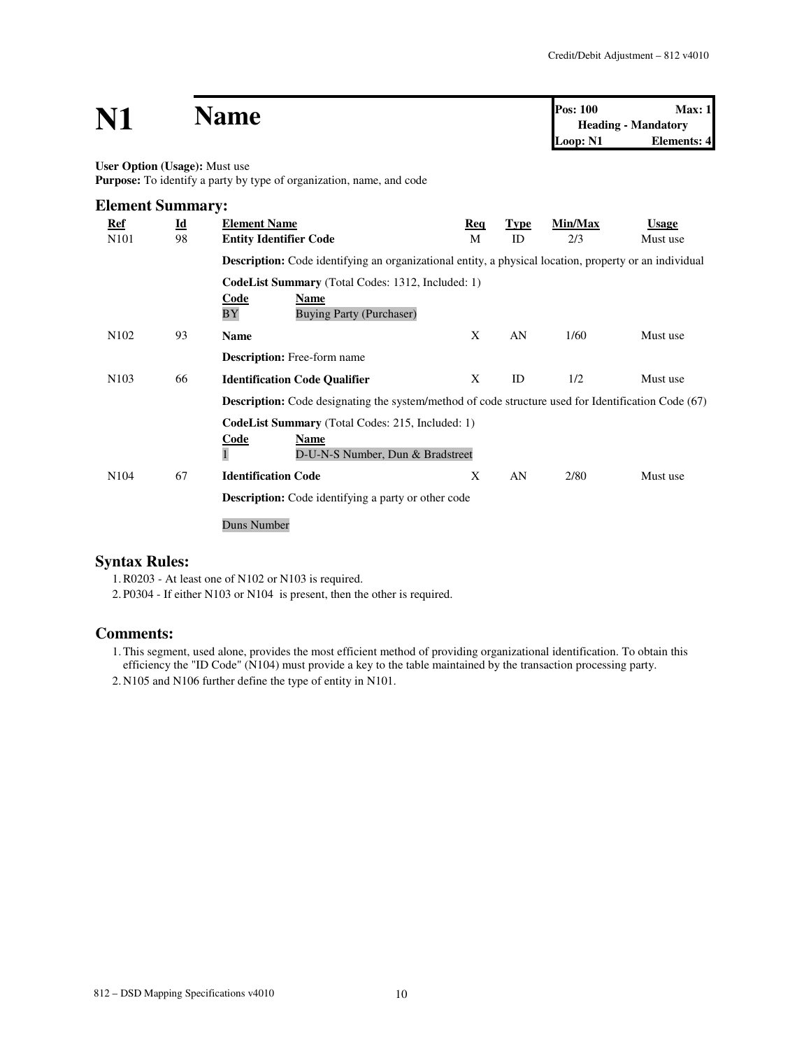# N1 Name

| Pos: 100 | Max: 1 |
|---|---|
| Heading - Mandatory | |
| Loop: N1 | Elements: 4 |

**User Option (Usage):** Must use
**Purpose:** To identify a party by type of organization, name, and code

## Element Summary:

| Ref | Id | Element Name | Req | Type | Min/Max | Usage |
|---|---|---|---|---|---|---|
| N101 | 98 | **Entity Identifier Code** | M | ID | 2/3 | Must use |
| | | **Description:** Code identifying an organizational entity, a physical location, property or an individual | | | | |
| | | **CodeList Summary** (Total Codes: 1312, Included: 1)<br>**Code** / **Name**<br>BY / Buying Party (Purchaser) | | | | |
| N102 | 93 | **Name** | X | AN | 1/60 | Must use |
| | | **Description:** Free-form name | | | | |
| N103 | 66 | **Identification Code Qualifier** | X | ID | 1/2 | Must use |
| | | **Description:** Code designating the system/method of code structure used for Identification Code (67) | | | | |
| | | **CodeList Summary** (Total Codes: 215, Included: 1)<br>**Code** / **Name**<br>1 / D-U-N-S Number, Dun & Bradstreet | | | | |
| N104 | 67 | **Identification Code** | X | AN | 2/80 | Must use |
| | | **Description:** Code identifying a party or other code | | | | |
| | | Duns Number | | | | |

## Syntax Rules:

1. R0203 - At least one of N102 or N103 is required.
2. P0304 - If either N103 or N104 is present, then the other is required.

## Comments:

1. This segment, used alone, provides the most efficient method of providing organizational identification. To obtain this efficiency the "ID Code" (N104) must provide a key to the table maintained by the transaction processing party.
2. N105 and N106 further define the type of entity in N101.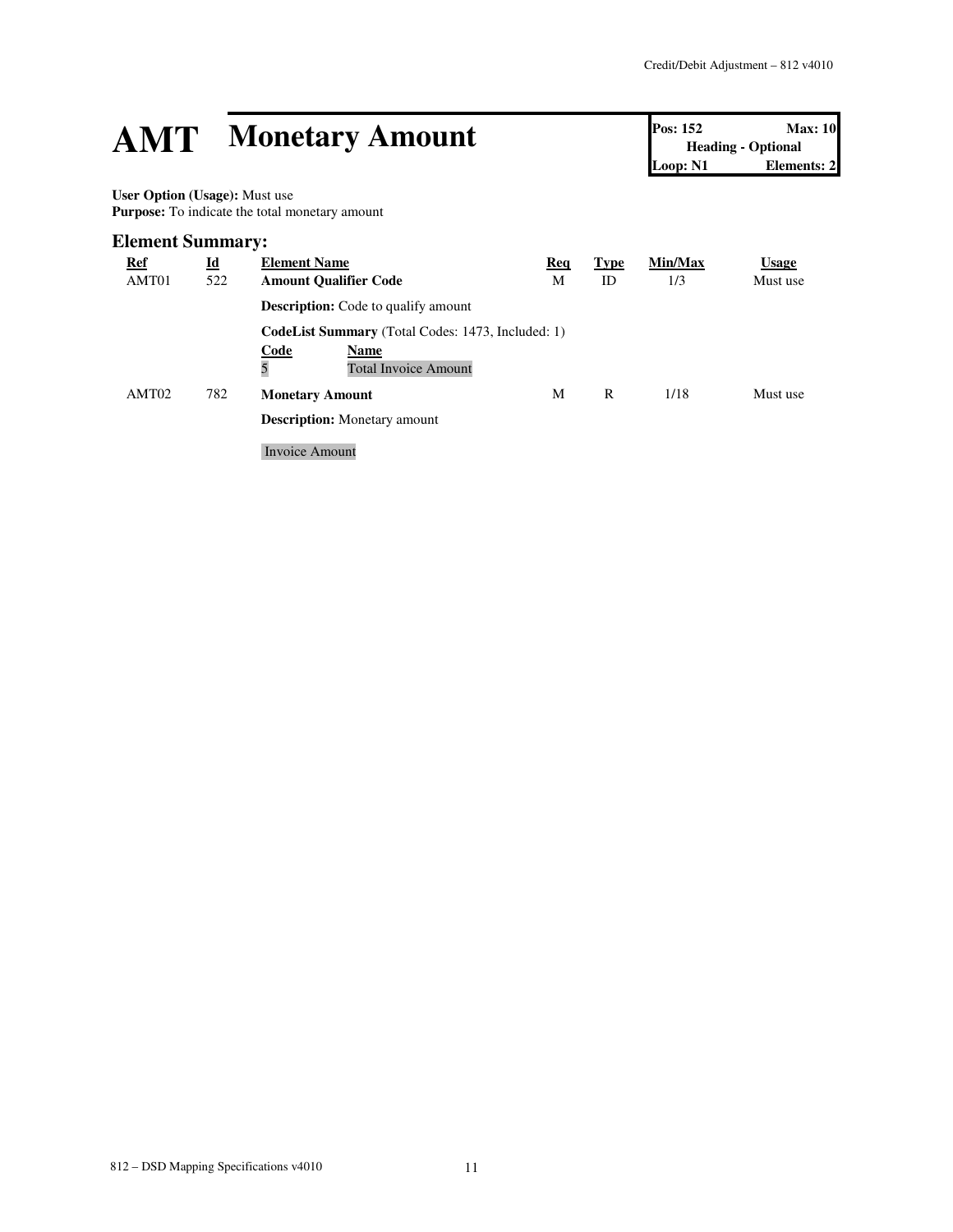# AMT Monetary Amount

| Pos: 152 | Max: 10 |
| --- | --- |
| Heading - Optional | |
| Loop: N1 | Elements: 2 |

**User Option (Usage):** Must use
**Purpose:** To indicate the total monetary amount

## Element Summary:

| Ref | Id | Element Name | Req | Type | Min/Max | Usage |
| --- | --- | --- | --- | --- | --- | --- |
| AMT01 | 522 | **Amount Qualifier Code** | M | ID | 1/3 | Must use |
| | | **Description:** Code to qualify amount | | | | |
| | | **CodeList Summary** (Total Codes: 1473, Included: 1) | | | | |
| | | Code: 5 — Name: Total Invoice Amount | | | | |
| AMT02 | 782 | **Monetary Amount** | M | R | 1/18 | Must use |
| | | **Description:** Monetary amount | | | | |
| | | Invoice Amount | | | | |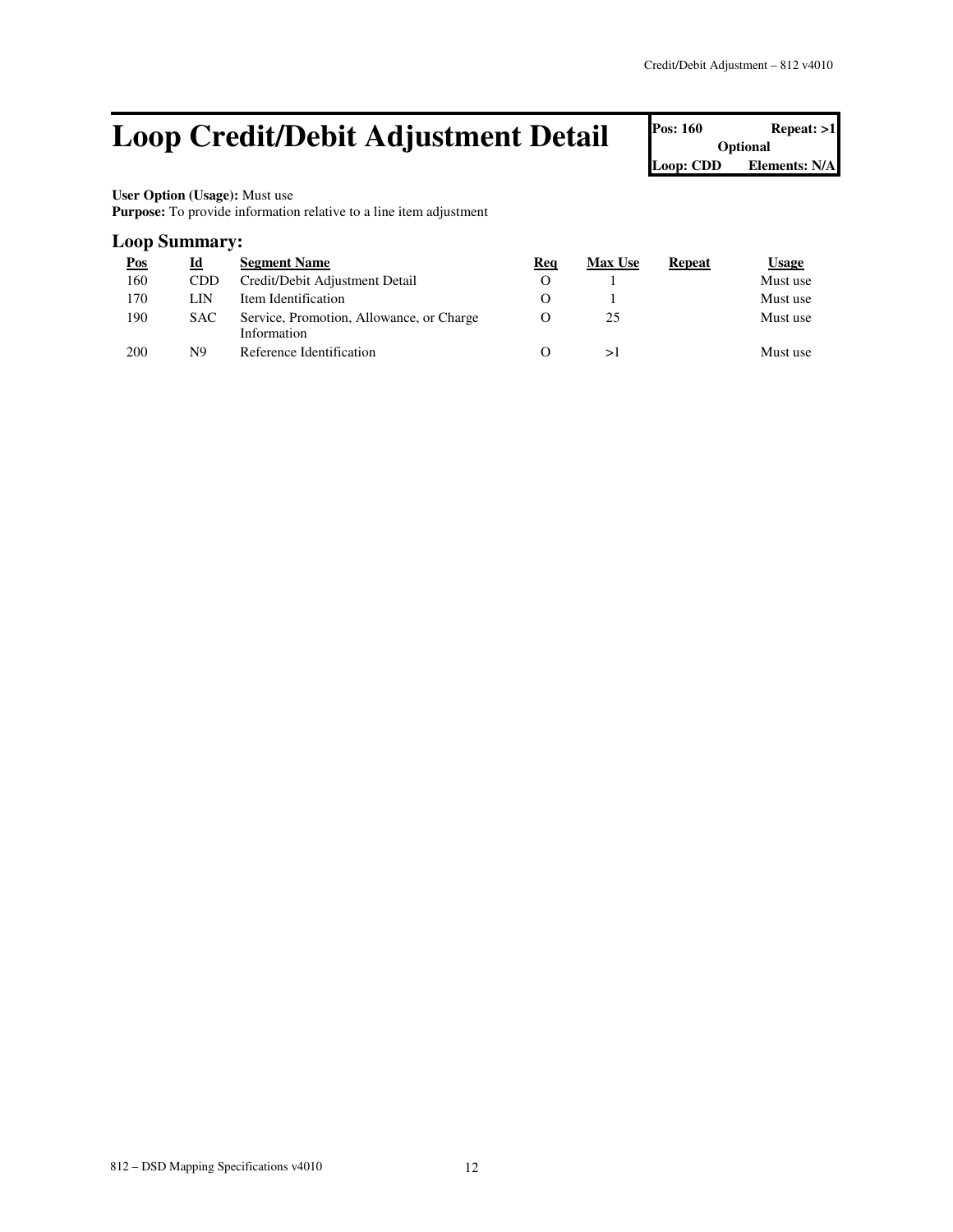# Loop Credit/Debit Adjustment Detail

| Pos: 160 | Repeat: >1 |
|---|---|
| Optional | |
| Loop: CDD | Elements: N/A |

**User Option (Usage):** Must use
**Purpose:** To provide information relative to a line item adjustment

## Loop Summary:

| Pos | Id | Segment Name | Req | Max Use | Repeat | Usage |
|---|---|---|---|---|---|---|
| 160 | CDD | Credit/Debit Adjustment Detail | O | 1 | | Must use |
| 170 | LIN | Item Identification | O | 1 | | Must use |
| 190 | SAC | Service, Promotion, Allowance, or Charge Information | O | 25 | | Must use |
| 200 | N9 | Reference Identification | O | >1 | | Must use |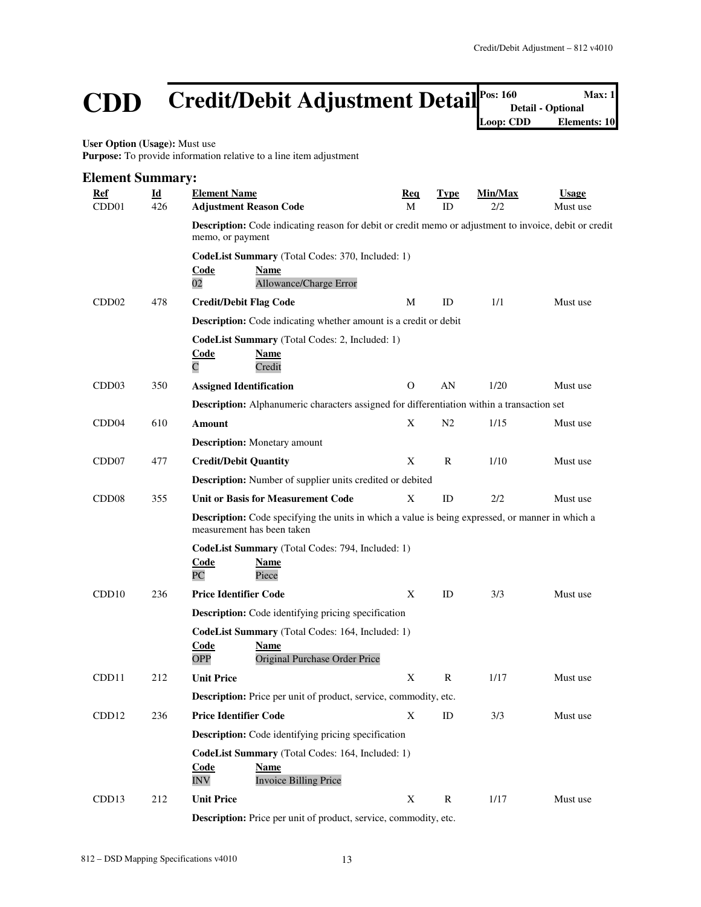# CDD Credit/Debit Adjustment Detail

| Pos: 160 | Max: 1 |
|---|---|
| Detail - Optional | |
| Loop: CDD | Elements: 10 |

**User Option (Usage):** Must use
**Purpose:** To provide information relative to a line item adjustment

## Element Summary:

| Ref | Id | Element Name | Req | Type | Min/Max | Usage |
|---|---|---|---|---|---|---|
| CDD01 | 426 | **Adjustment Reason Code** | M | ID | 2/2 | Must use |
| | | **Description:** Code indicating reason for debit or credit memo or adjustment to invoice, debit or credit memo, or payment | | | | |
| | | **CodeList Summary** (Total Codes: 370, Included: 1) | | | | |
| | | **Code** / **Name** | | | | |
| | | 02 / Allowance/Charge Error | | | | |
| CDD02 | 478 | **Credit/Debit Flag Code** | M | ID | 1/1 | Must use |
| | | **Description:** Code indicating whether amount is a credit or debit | | | | |
| | | **CodeList Summary** (Total Codes: 2, Included: 1) | | | | |
| | | **Code** / **Name** | | | | |
| | | C / Credit | | | | |
| CDD03 | 350 | **Assigned Identification** | O | AN | 1/20 | Must use |
| | | **Description:** Alphanumeric characters assigned for differentiation within a transaction set | | | | |
| CDD04 | 610 | **Amount** | X | N2 | 1/15 | Must use |
| | | **Description:** Monetary amount | | | | |
| CDD07 | 477 | **Credit/Debit Quantity** | X | R | 1/10 | Must use |
| | | **Description:** Number of supplier units credited or debited | | | | |
| CDD08 | 355 | **Unit or Basis for Measurement Code** | X | ID | 2/2 | Must use |
| | | **Description:** Code specifying the units in which a value is being expressed, or manner in which a measurement has been taken | | | | |
| | | **CodeList Summary** (Total Codes: 794, Included: 1) | | | | |
| | | **Code** / **Name** | | | | |
| | | PC / Piece | | | | |
| CDD10 | 236 | **Price Identifier Code** | X | ID | 3/3 | Must use |
| | | **Description:** Code identifying pricing specification | | | | |
| | | **CodeList Summary** (Total Codes: 164, Included: 1) | | | | |
| | | **Code** / **Name** | | | | |
| | | OPP / Original Purchase Order Price | | | | |
| CDD11 | 212 | **Unit Price** | X | R | 1/17 | Must use |
| | | **Description:** Price per unit of product, service, commodity, etc. | | | | |
| CDD12 | 236 | **Price Identifier Code** | X | ID | 3/3 | Must use |
| | | **Description:** Code identifying pricing specification | | | | |
| | | **CodeList Summary** (Total Codes: 164, Included: 1) | | | | |
| | | **Code** / **Name** | | | | |
| | | INV / Invoice Billing Price | | | | |
| CDD13 | 212 | **Unit Price** | X | R | 1/17 | Must use |
| | | **Description:** Price per unit of product, service, commodity, etc. | | | | |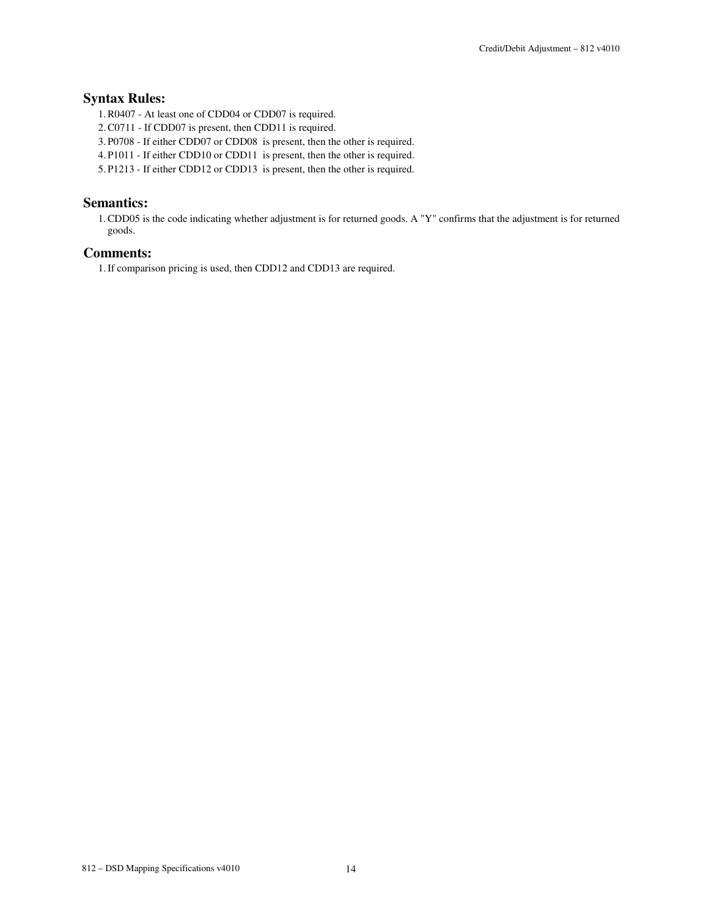## Syntax Rules:

1. R0407 - At least one of CDD04 or CDD07 is required.
2. C0711 - If CDD07 is present, then CDD11 is required.
3. P0708 - If either CDD07 or CDD08 is present, then the other is required.
4. P1011 - If either CDD10 or CDD11 is present, then the other is required.
5. P1213 - If either CDD12 or CDD13 is present, then the other is required.

## Semantics:

1. CDD05 is the code indicating whether adjustment is for returned goods. A "Y" confirms that the adjustment is for returned goods.

## Comments:

1. If comparison pricing is used, then CDD12 and CDD13 are required.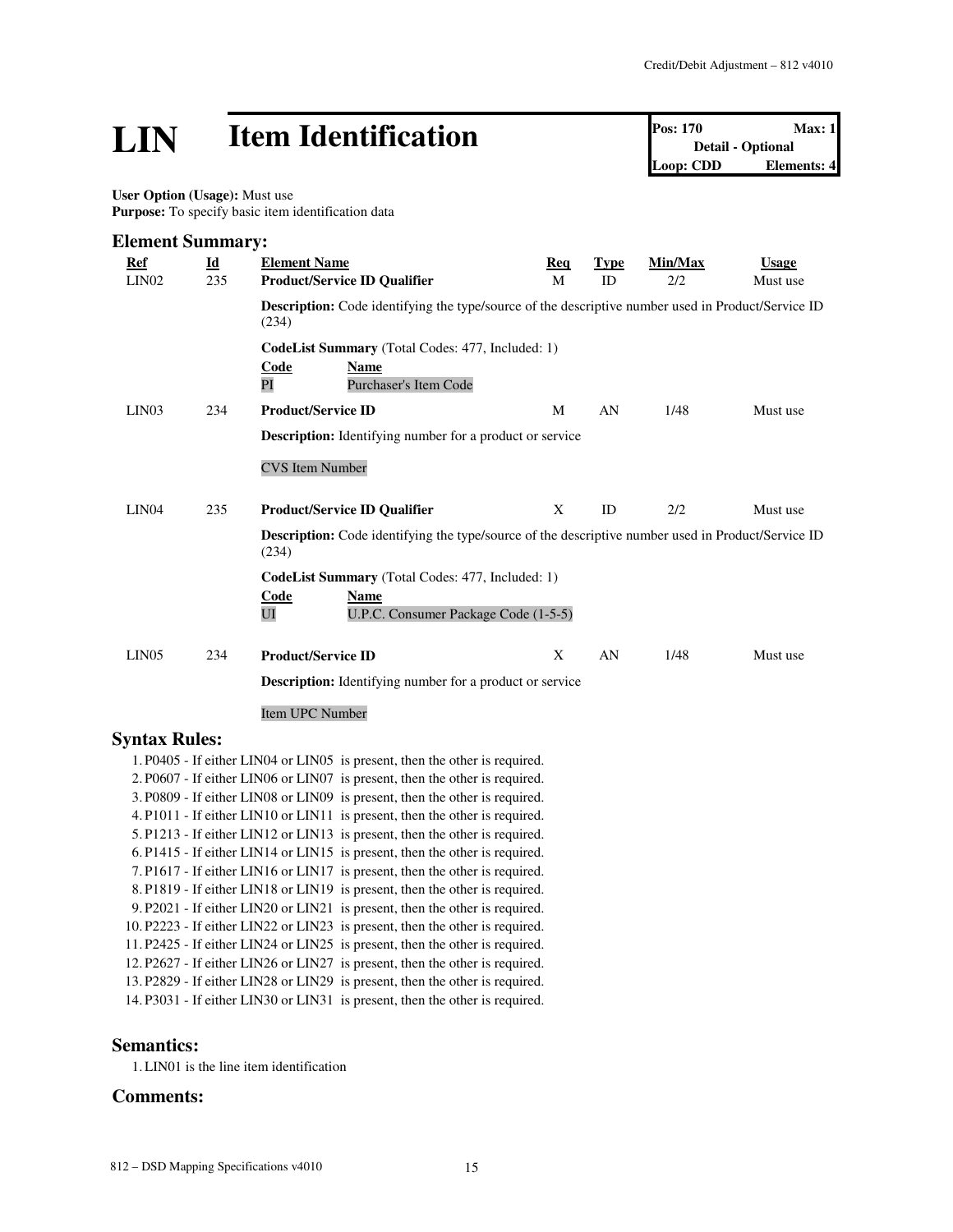# LIN Item Identification

| Pos: 170 | Max: 1 |
| --- | --- |
| Detail - Optional | |
| Loop: CDD | Elements: 4 |

**User Option (Usage):** Must use
**Purpose:** To specify basic item identification data

## Element Summary:

| Ref | Id | Element Name | Req | Type | Min/Max | Usage |
| --- | --- | --- | --- | --- | --- | --- |
| LIN02 | 235 | **Product/Service ID Qualifier** | M | ID | 2/2 | Must use |
| | | **Description:** Code identifying the type/source of the descriptive number used in Product/Service ID (234) | | | | |
| | | **CodeList Summary** (Total Codes: 477, Included: 1) | | | | |
| | | **Code** PI — **Name** Purchaser's Item Code | | | | |
| LIN03 | 234 | **Product/Service ID** | M | AN | 1/48 | Must use |
| | | **Description:** Identifying number for a product or service | | | | |
| | | CVS Item Number | | | | |
| LIN04 | 235 | **Product/Service ID Qualifier** | X | ID | 2/2 | Must use |
| | | **Description:** Code identifying the type/source of the descriptive number used in Product/Service ID (234) | | | | |
| | | **CodeList Summary** (Total Codes: 477, Included: 1) | | | | |
| | | **Code** UI — **Name** U.P.C. Consumer Package Code (1-5-5) | | | | |
| LIN05 | 234 | **Product/Service ID** | X | AN | 1/48 | Must use |
| | | **Description:** Identifying number for a product or service | | | | |
| | | Item UPC Number | | | | |

## Syntax Rules:

1. P0405 - If either LIN04 or LIN05 is present, then the other is required.
2. P0607 - If either LIN06 or LIN07 is present, then the other is required.
3. P0809 - If either LIN08 or LIN09 is present, then the other is required.
4. P1011 - If either LIN10 or LIN11 is present, then the other is required.
5. P1213 - If either LIN12 or LIN13 is present, then the other is required.
6. P1415 - If either LIN14 or LIN15 is present, then the other is required.
7. P1617 - If either LIN16 or LIN17 is present, then the other is required.
8. P1819 - If either LIN18 or LIN19 is present, then the other is required.
9. P2021 - If either LIN20 or LIN21 is present, then the other is required.
10. P2223 - If either LIN22 or LIN23 is present, then the other is required.
11. P2425 - If either LIN24 or LIN25 is present, then the other is required.
12. P2627 - If either LIN26 or LIN27 is present, then the other is required.
13. P2829 - If either LIN28 or LIN29 is present, then the other is required.
14. P3031 - If either LIN30 or LIN31 is present, then the other is required.

## Semantics:

1. LIN01 is the line item identification

## Comments: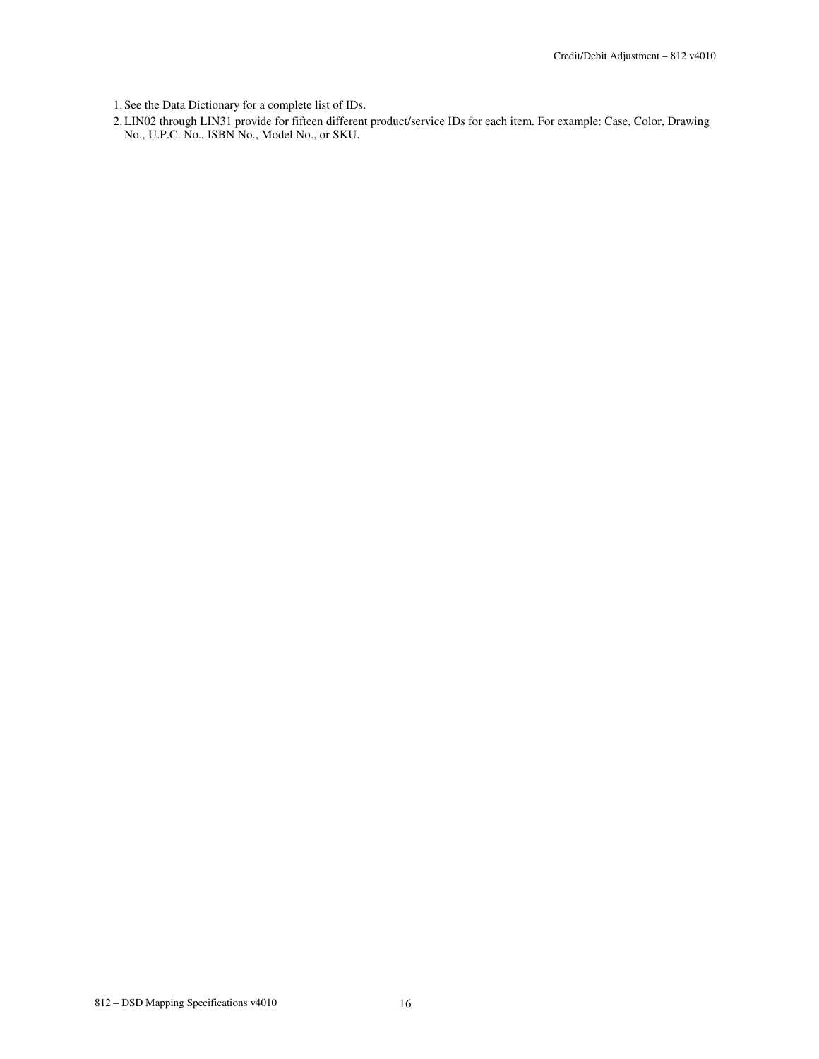1. See the Data Dictionary for a complete list of IDs.
2. LIN02 through LIN31 provide for fifteen different product/service IDs for each item. For example: Case, Color, Drawing No., U.P.C. No., ISBN No., Model No., or SKU.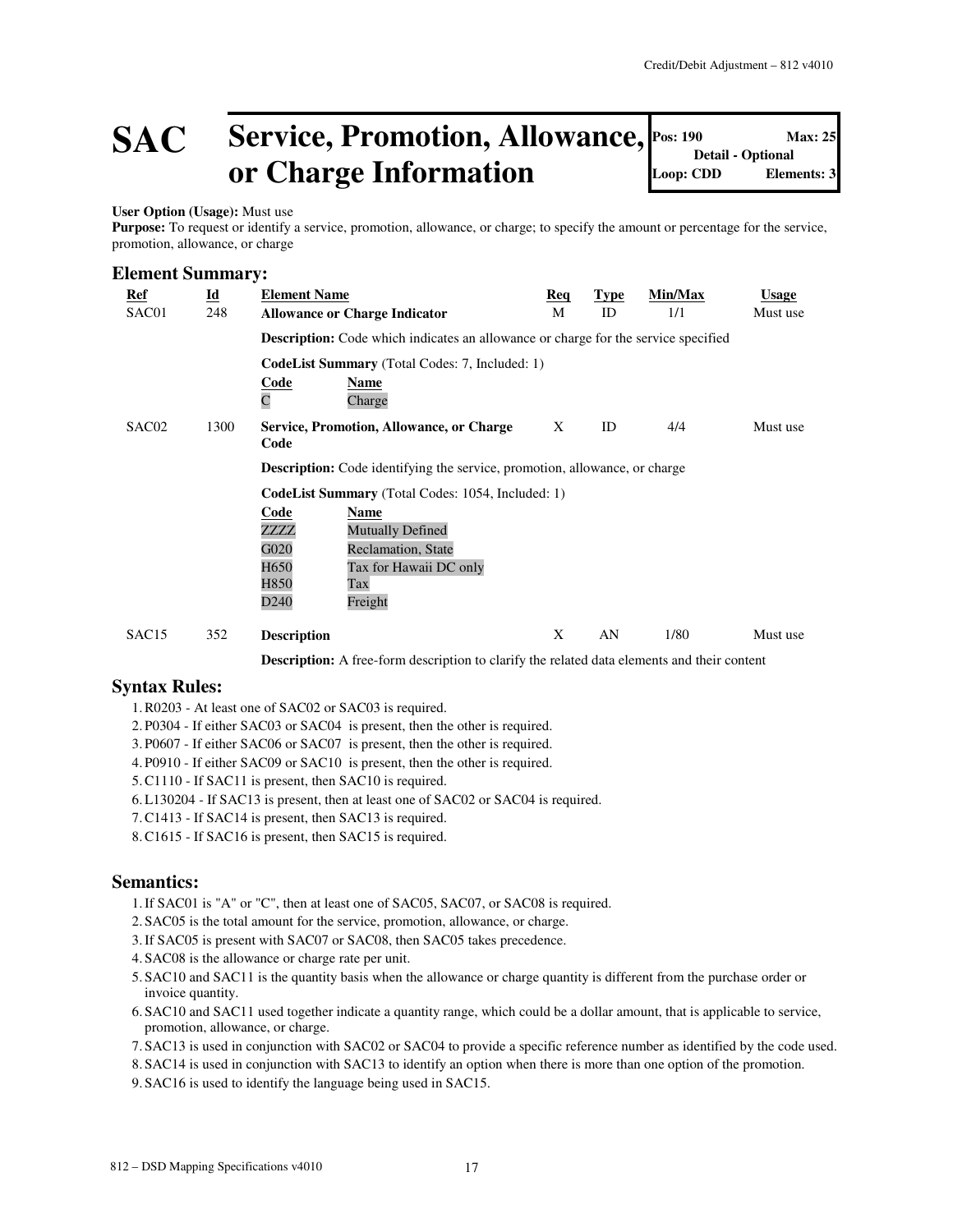# SAC Service, Promotion, Allowance, or Charge Information

| Pos: 190 | Max: 25 |
|---|---|
| Detail - Optional | |
| Loop: CDD | Elements: 3 |

**User Option (Usage):** Must use
**Purpose:** To request or identify a service, promotion, allowance, or charge; to specify the amount or percentage for the service, promotion, allowance, or charge

## Element Summary:

| Ref | Id | Element Name | Req | Type | Min/Max | Usage |
|---|---|---|---|---|---|---|
| SAC01 | 248 | **Allowance or Charge Indicator** | M | ID | 1/1 | Must use |
| | | **Description:** Code which indicates an allowance or charge for the service specified | | | | |
| | | **CodeList Summary** (Total Codes: 7, Included: 1)<br>Code – Name<br>C – Charge | | | | |
| SAC02 | 1300 | **Service, Promotion, Allowance, or Charge Code** | X | ID | 4/4 | Must use |
| | | **Description:** Code identifying the service, promotion, allowance, or charge | | | | |
| | | **CodeList Summary** (Total Codes: 1054, Included: 1)<br>Code – Name<br>ZZZZ – Mutually Defined<br>G020 – Reclamation, State<br>H650 – Tax for Hawaii DC only<br>H850 – Tax<br>D240 – Freight | | | | |
| SAC15 | 352 | **Description** | X | AN | 1/80 | Must use |
| | | **Description:** A free-form description to clarify the related data elements and their content | | | | |

## Syntax Rules:

1. R0203 - At least one of SAC02 or SAC03 is required.
2. P0304 - If either SAC03 or SAC04 is present, then the other is required.
3. P0607 - If either SAC06 or SAC07 is present, then the other is required.
4. P0910 - If either SAC09 or SAC10 is present, then the other is required.
5. C1110 - If SAC11 is present, then SAC10 is required.
6. L130204 - If SAC13 is present, then at least one of SAC02 or SAC04 is required.
7. C1413 - If SAC14 is present, then SAC13 is required.
8. C1615 - If SAC16 is present, then SAC15 is required.

## Semantics:

1. If SAC01 is "A" or "C", then at least one of SAC05, SAC07, or SAC08 is required.
2. SAC05 is the total amount for the service, promotion, allowance, or charge.
3. If SAC05 is present with SAC07 or SAC08, then SAC05 takes precedence.
4. SAC08 is the allowance or charge rate per unit.
5. SAC10 and SAC11 is the quantity basis when the allowance or charge quantity is different from the purchase order or invoice quantity.
6. SAC10 and SAC11 used together indicate a quantity range, which could be a dollar amount, that is applicable to service, promotion, allowance, or charge.
7. SAC13 is used in conjunction with SAC02 or SAC04 to provide a specific reference number as identified by the code used.
8. SAC14 is used in conjunction with SAC13 to identify an option when there is more than one option of the promotion.
9. SAC16 is used to identify the language being used in SAC15.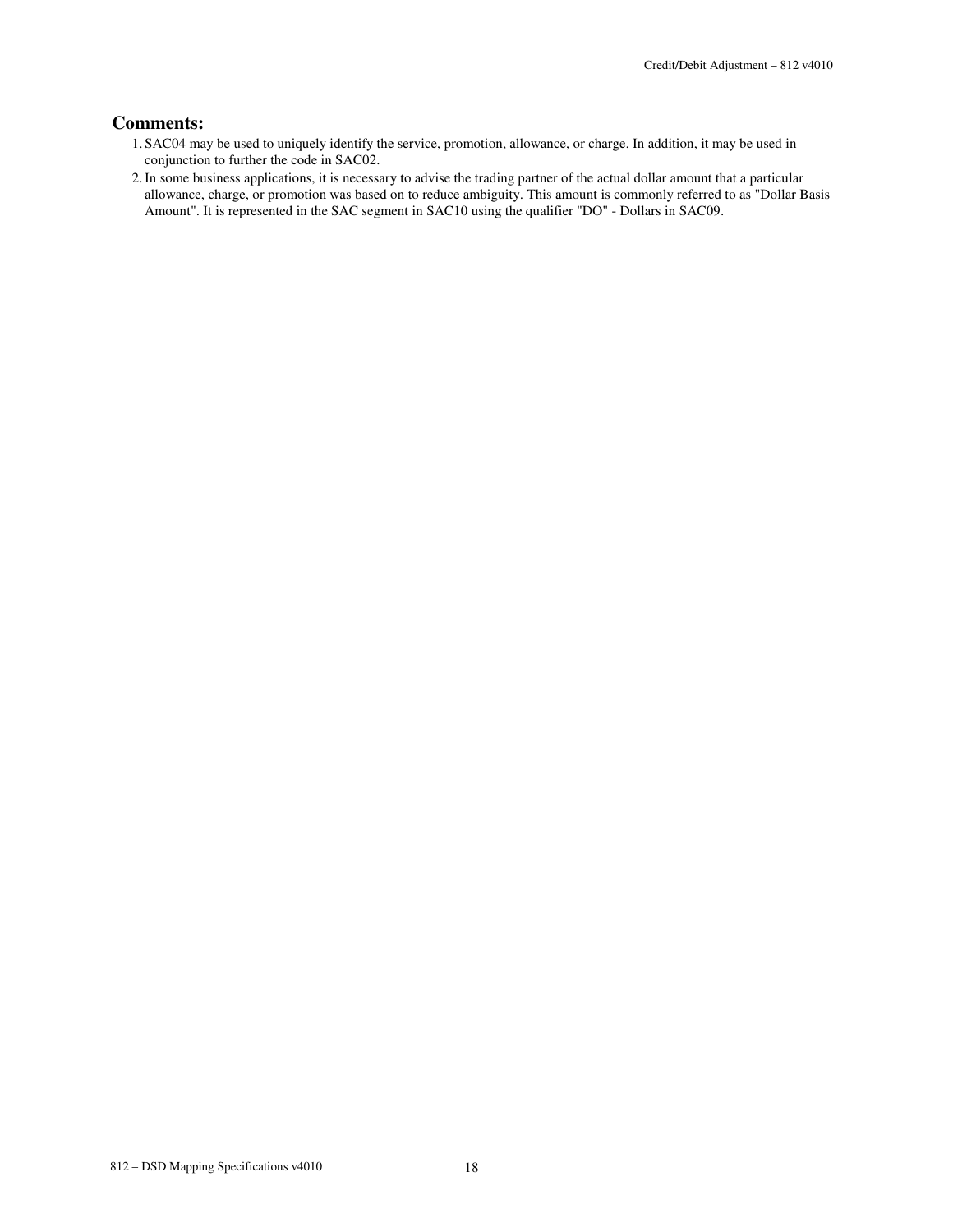**Comments:**

1. SAC04 may be used to uniquely identify the service, promotion, allowance, or charge. In addition, it may be used in conjunction to further the code in SAC02.
2. In some business applications, it is necessary to advise the trading partner of the actual dollar amount that a particular allowance, charge, or promotion was based on to reduce ambiguity. This amount is commonly referred to as "Dollar Basis Amount". It is represented in the SAC segment in SAC10 using the qualifier "DO" - Dollars in SAC09.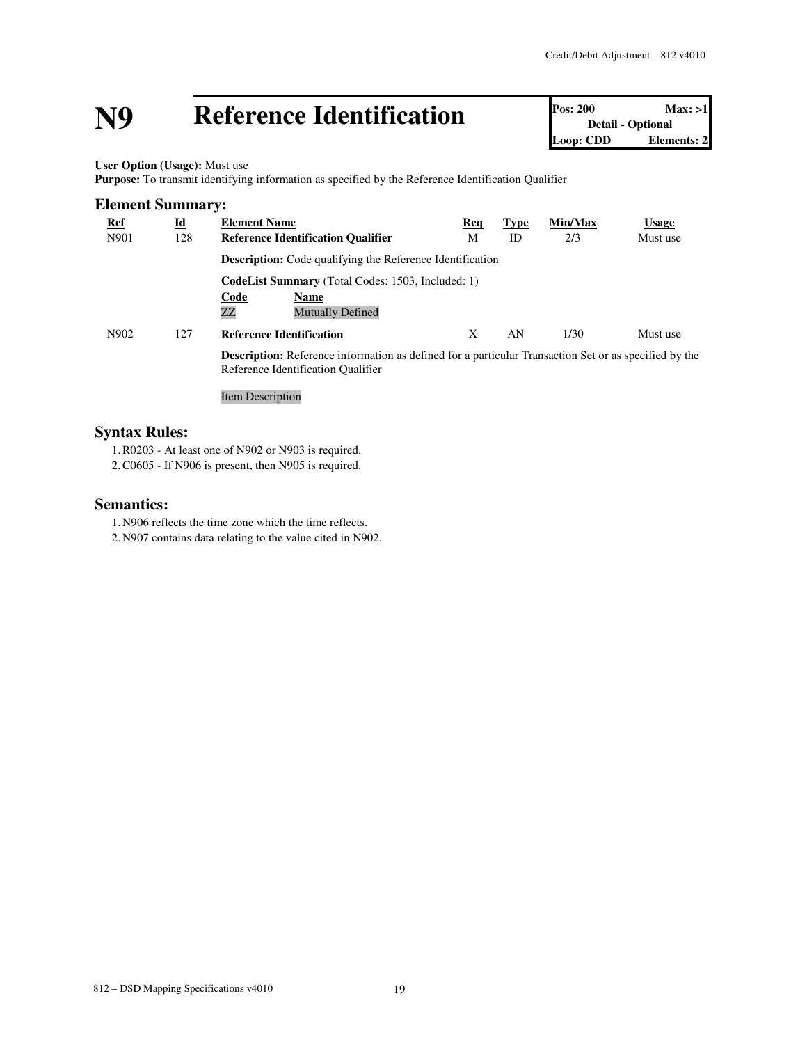# N9 Reference Identification

| Pos: 200 | Max: >1 |
| --- | --- |
| Detail - Optional | |
| Loop: CDD | Elements: 2 |

**User Option (Usage):** Must use
**Purpose:** To transmit identifying information as specified by the Reference Identification Qualifier

## Element Summary:

| Ref | Id | Element Name | Req | Type | Min/Max | Usage |
| --- | --- | --- | --- | --- | --- | --- |
| N901 | 128 | **Reference Identification Qualifier** | M | ID | 2/3 | Must use |
| | | **Description:** Code qualifying the Reference Identification | | | | |
| | | **CodeList Summary** (Total Codes: 1503, Included: 1)<br>**Code** / **Name**<br>ZZ / Mutually Defined | | | | |
| N902 | 127 | **Reference Identification** | X | AN | 1/30 | Must use |
| | | **Description:** Reference information as defined for a particular Transaction Set or as specified by the Reference Identification Qualifier<br><br>Item Description | | | | |

## Syntax Rules:

1. R0203 - At least one of N902 or N903 is required.
2. C0605 - If N906 is present, then N905 is required.

## Semantics:

1. N906 reflects the time zone which the time reflects.
2. N907 contains data relating to the value cited in N902.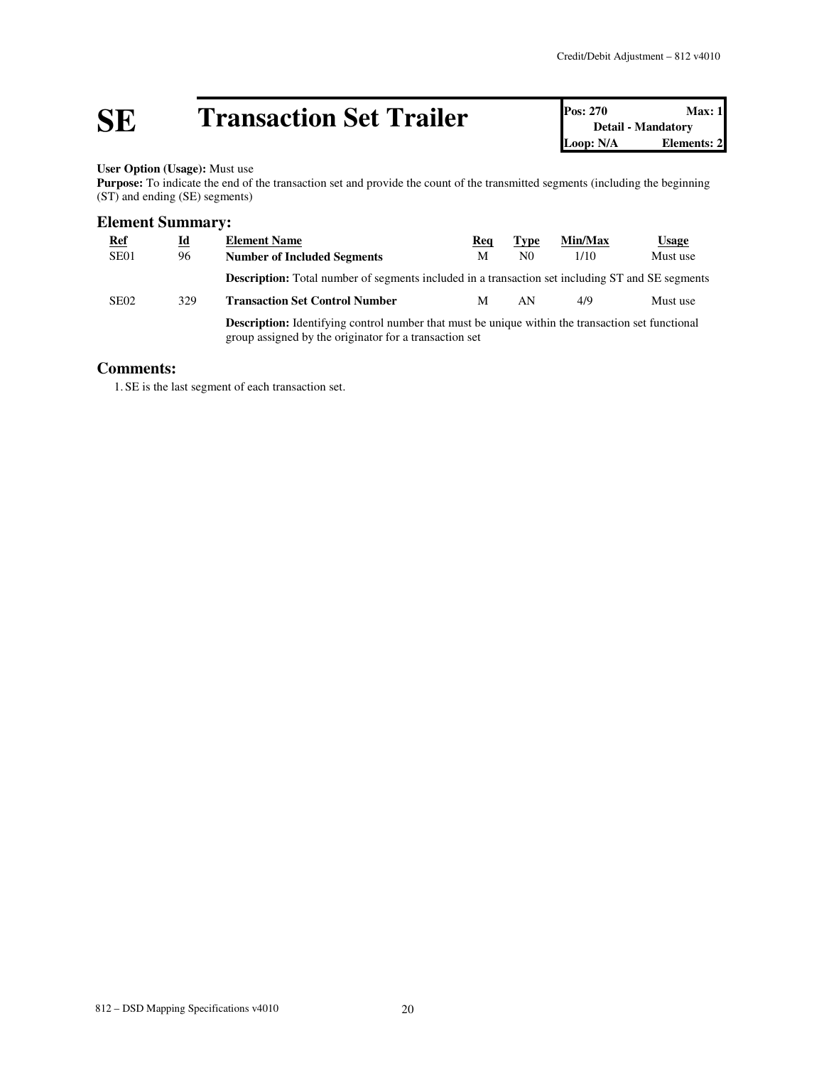# SE Transaction Set Trailer

| Pos: 270 | Max: 1 |
| --- | --- |
| Detail - Mandatory | |
| Loop: N/A | Elements: 2 |

**User Option (Usage):** Must use
**Purpose:** To indicate the end of the transaction set and provide the count of the transmitted segments (including the beginning (ST) and ending (SE) segments)

## Element Summary:

| Ref | Id | Element Name | Req | Type | Min/Max | Usage |
| --- | --- | --- | --- | --- | --- | --- |
| SE01 | 96 | **Number of Included Segments** | M | N0 | 1/10 | Must use |
| | | **Description:** Total number of segments included in a transaction set including ST and SE segments | | | | |
| SE02 | 329 | **Transaction Set Control Number** | M | AN | 4/9 | Must use |
| | | **Description:** Identifying control number that must be unique within the transaction set functional group assigned by the originator for a transaction set | | | | |

## Comments:

1. SE is the last segment of each transaction set.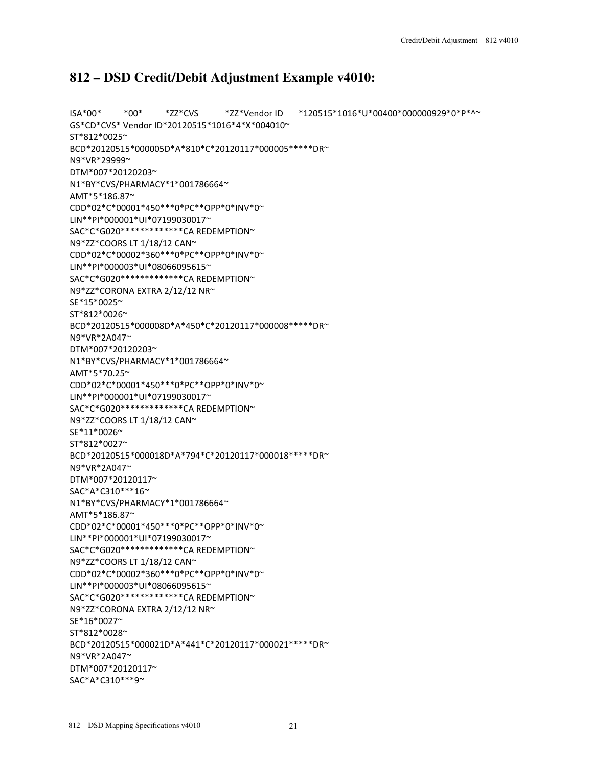## 812 – DSD Credit/Debit Adjustment Example v4010:

```
ISA*00*          *00*          *ZZ*CVS          *ZZ*Vendor ID      *120515*1016*U*00400*000000929*0*P*^~
GS*CD*CVS* Vendor ID*20120515*1016*4*X*004010~
ST*812*0025~
BCD*20120515*000005D*A*810*C*20120117*000005*****DR~
N9*VR*29999~
DTM*007*20120203~
N1*BY*CVS/PHARMACY*1*001786664~
AMT*5*186.87~
CDD*02*C*00001*450***0*PC**OPP*0*INV*0~
LIN**PI*000001*UI*07199030017~
SAC*C*G020*************CA REDEMPTION~
N9*ZZ*COORS LT 1/18/12 CAN~
CDD*02*C*00002*360***0*PC**OPP*0*INV*0~
LIN**PI*000003*UI*08066095615~
SAC*C*G020*************CA REDEMPTION~
N9*ZZ*CORONA EXTRA 2/12/12 NR~
SE*15*0025~
ST*812*0026~
BCD*20120515*000008D*A*450*C*20120117*000008*****DR~
N9*VR*2A047~
DTM*007*20120203~
N1*BY*CVS/PHARMACY*1*001786664~
AMT*5*70.25~
CDD*02*C*00001*450***0*PC**OPP*0*INV*0~
LIN**PI*000001*UI*07199030017~
SAC*C*G020*************CA REDEMPTION~
N9*ZZ*COORS LT 1/18/12 CAN~
SE*11*0026~
ST*812*0027~
BCD*20120515*000018D*A*794*C*20120117*000018*****DR~
N9*VR*2A047~
DTM*007*20120117~
SAC*A*C310***16~
N1*BY*CVS/PHARMACY*1*001786664~
AMT*5*186.87~
CDD*02*C*00001*450***0*PC**OPP*0*INV*0~
LIN**PI*000001*UI*07199030017~
SAC*C*G020*************CA REDEMPTION~
N9*ZZ*COORS LT 1/18/12 CAN~
CDD*02*C*00002*360***0*PC**OPP*0*INV*0~
LIN**PI*000003*UI*08066095615~
SAC*C*G020*************CA REDEMPTION~
N9*ZZ*CORONA EXTRA 2/12/12 NR~
SE*16*0027~
ST*812*0028~
BCD*20120515*000021D*A*441*C*20120117*000021*****DR~
N9*VR*2A047~
DTM*007*20120117~
SAC*A*C310***9~
```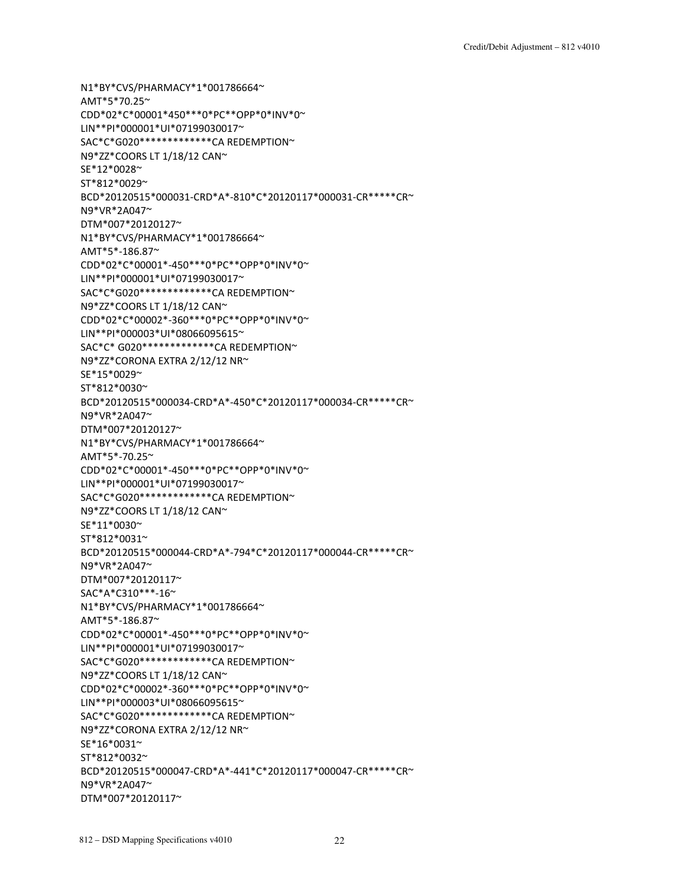```
N1*BY*CVS/PHARMACY*1*001786664~
AMT*5*70.25~
CDD*02*C*00001*450***0*PC**OPP*0*INV*0~
LIN**PI*000001*UI*07199030017~
SAC*C*G020*************CA REDEMPTION~
N9*ZZ*COORS LT 1/18/12 CAN~
SE*12*0028~
ST*812*0029~
BCD*20120515*000031-CRD*A*-810*C*20120117*000031-CR*****CR~
N9*VR*2A047~
DTM*007*20120127~
N1*BY*CVS/PHARMACY*1*001786664~
AMT*5*-186.87~
CDD*02*C*00001*-450***0*PC**OPP*0*INV*0~
LIN**PI*000001*UI*07199030017~
SAC*C*G020*************CA REDEMPTION~
N9*ZZ*COORS LT 1/18/12 CAN~
CDD*02*C*00002*-360***0*PC**OPP*0*INV*0~
LIN**PI*000003*UI*08066095615~
SAC*C* G020*************CA REDEMPTION~
N9*ZZ*CORONA EXTRA 2/12/12 NR~
SE*15*0029~
ST*812*0030~
BCD*20120515*000034-CRD*A*-450*C*20120117*000034-CR*****CR~
N9*VR*2A047~
DTM*007*20120127~
N1*BY*CVS/PHARMACY*1*001786664~
AMT*5*-70.25~
CDD*02*C*00001*-450***0*PC**OPP*0*INV*0~
LIN**PI*000001*UI*07199030017~
SAC*C*G020*************CA REDEMPTION~
N9*ZZ*COORS LT 1/18/12 CAN~
SE*11*0030~
ST*812*0031~
BCD*20120515*000044-CRD*A*-794*C*20120117*000044-CR*****CR~
N9*VR*2A047~
DTM*007*20120117~
SAC*A*C310***-16~
N1*BY*CVS/PHARMACY*1*001786664~
AMT*5*-186.87~
CDD*02*C*00001*-450***0*PC**OPP*0*INV*0~
LIN**PI*000001*UI*07199030017~
SAC*C*G020*************CA REDEMPTION~
N9*ZZ*COORS LT 1/18/12 CAN~
CDD*02*C*00002*-360***0*PC**OPP*0*INV*0~
LIN**PI*000003*UI*08066095615~
SAC*C*G020*************CA REDEMPTION~
N9*ZZ*CORONA EXTRA 2/12/12 NR~
SE*16*0031~
ST*812*0032~
BCD*20120515*000047-CRD*A*-441*C*20120117*000047-CR*****CR~
N9*VR*2A047~
DTM*007*20120117~
```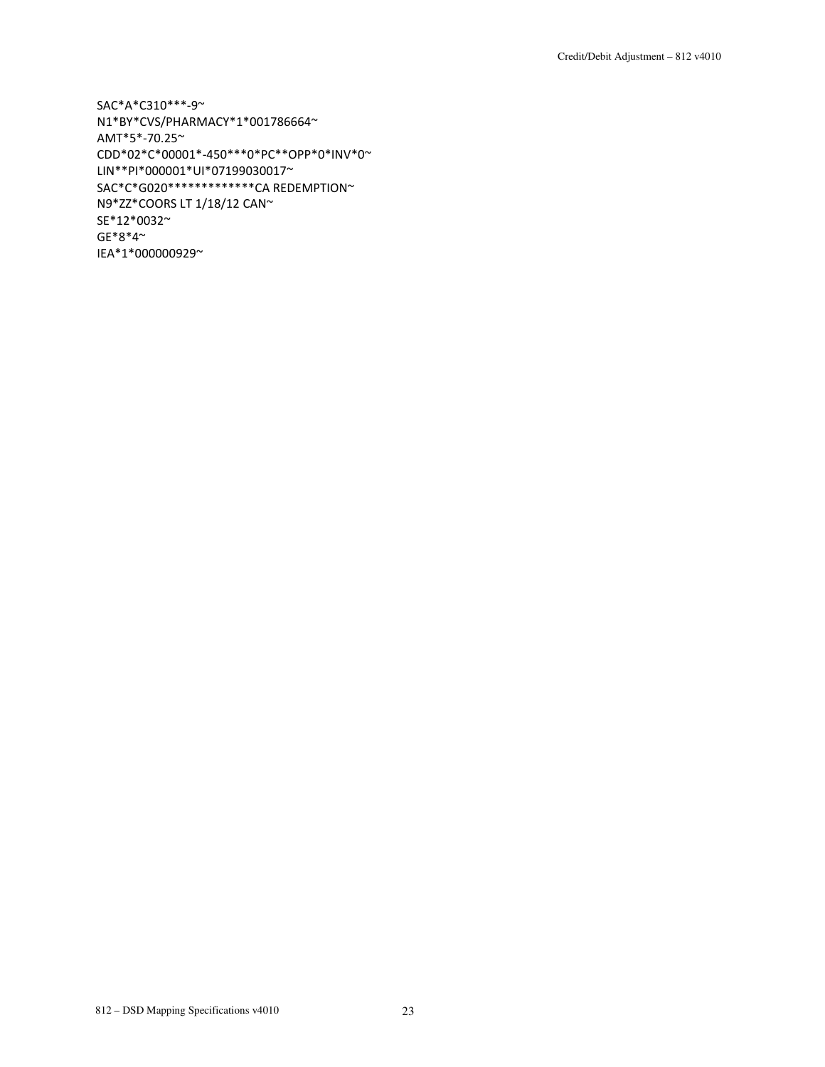```
SAC*A*C310***-9~
N1*BY*CVS/PHARMACY*1*001786664~
AMT*5*-70.25~
CDD*02*C*00001*-450***0*PC**OPP*0*INV*0~
LIN**PI*000001*UI*07199030017~
SAC*C*G020*************CA REDEMPTION~
N9*ZZ*COORS LT 1/18/12 CAN~
SE*12*0032~
GE*8*4~
IEA*1*000000929~
```